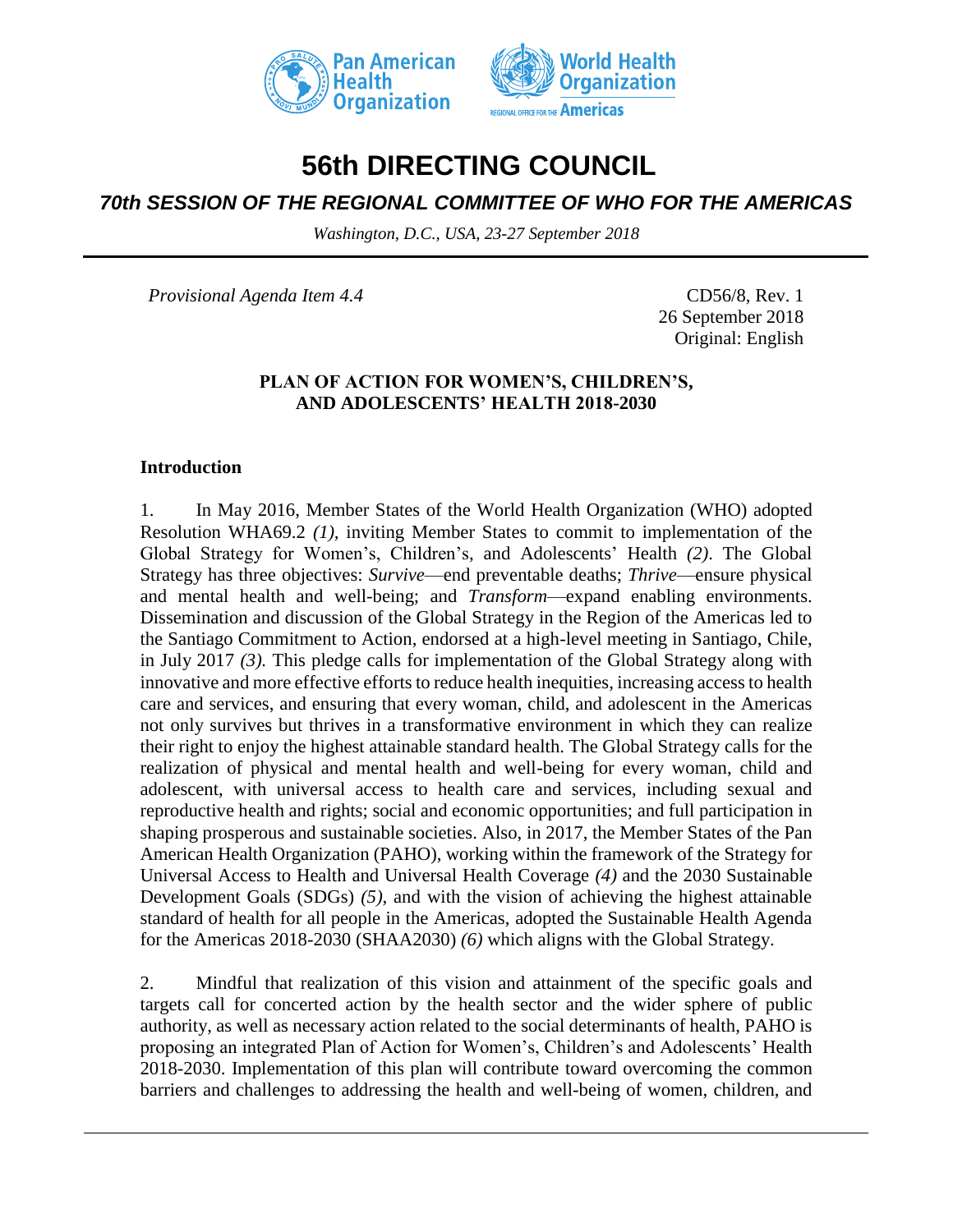# 56th DIRECTING COUNCIL

## *70th SESSION OF THE REGIONAL COMMITTEE OF WHO FOR THE AMERICAS*

*Washington, D.C., USA, 23-27 September 2018*

---

*Provisional Agenda Item 4.4*

CD56/8, Rev. 1
26 September 2018
Original: English

**PLAN OF ACTION FOR WOMEN'S, CHILDREN'S, AND ADOLESCENTS' HEALTH 2018-2030**

**Introduction**

1. In May 2016, Member States of the World Health Organization (WHO) adopted Resolution WHA69.2 *(1),* inviting Member States to commit to implementation of the Global Strategy for Women's, Children's, and Adolescents' Health *(2)*. The Global Strategy has three objectives: *Survive*—end preventable deaths; *Thrive*—ensure physical and mental health and well-being; and *Transform*—expand enabling environments. Dissemination and discussion of the Global Strategy in the Region of the Americas led to the Santiago Commitment to Action, endorsed at a high-level meeting in Santiago, Chile, in July 2017 *(3).* This pledge calls for implementation of the Global Strategy along with innovative and more effective efforts to reduce health inequities, increasing access to health care and services, and ensuring that every woman, child, and adolescent in the Americas not only survives but thrives in a transformative environment in which they can realize their right to enjoy the highest attainable standard health. The Global Strategy calls for the realization of physical and mental health and well-being for every woman, child and adolescent, with universal access to health care and services, including sexual and reproductive health and rights; social and economic opportunities; and full participation in shaping prosperous and sustainable societies. Also, in 2017, the Member States of the Pan American Health Organization (PAHO), working within the framework of the Strategy for Universal Access to Health and Universal Health Coverage *(4)* and the 2030 Sustainable Development Goals (SDGs) *(5)*, and with the vision of achieving the highest attainable standard of health for all people in the Americas, adopted the Sustainable Health Agenda for the Americas 2018-2030 (SHAA2030) *(6)* which aligns with the Global Strategy.

2. Mindful that realization of this vision and attainment of the specific goals and targets call for concerted action by the health sector and the wider sphere of public authority, as well as necessary action related to the social determinants of health, PAHO is proposing an integrated Plan of Action for Women's, Children's and Adolescents' Health 2018-2030. Implementation of this plan will contribute toward overcoming the common barriers and challenges to addressing the health and well-being of women, children, and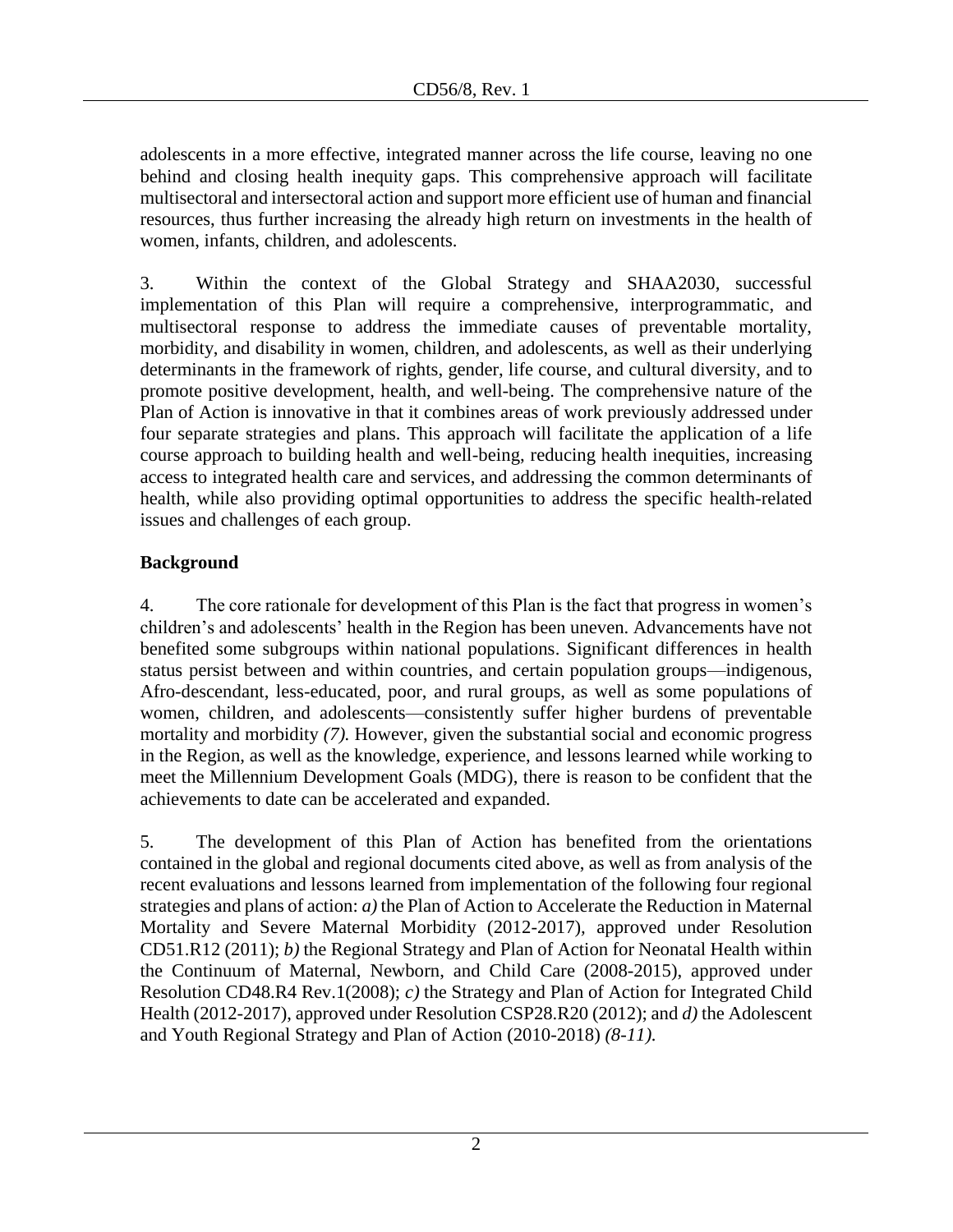adolescents in a more effective, integrated manner across the life course, leaving no one behind and closing health inequity gaps. This comprehensive approach will facilitate multisectoral and intersectoral action and support more efficient use of human and financial resources, thus further increasing the already high return on investments in the health of women, infants, children, and adolescents.

3. Within the context of the Global Strategy and SHAA2030, successful implementation of this Plan will require a comprehensive, interprogrammatic, and multisectoral response to address the immediate causes of preventable mortality, morbidity, and disability in women, children, and adolescents, as well as their underlying determinants in the framework of rights, gender, life course, and cultural diversity, and to promote positive development, health, and well-being. The comprehensive nature of the Plan of Action is innovative in that it combines areas of work previously addressed under four separate strategies and plans. This approach will facilitate the application of a life course approach to building health and well-being, reducing health inequities, increasing access to integrated health care and services, and addressing the common determinants of health, while also providing optimal opportunities to address the specific health-related issues and challenges of each group.

## Background

4. The core rationale for development of this Plan is the fact that progress in women's children's and adolescents' health in the Region has been uneven. Advancements have not benefited some subgroups within national populations. Significant differences in health status persist between and within countries, and certain population groups—indigenous, Afro-descendant, less-educated, poor, and rural groups, as well as some populations of women, children, and adolescents—consistently suffer higher burdens of preventable mortality and morbidity *(7).* However, given the substantial social and economic progress in the Region, as well as the knowledge, experience, and lessons learned while working to meet the Millennium Development Goals (MDG), there is reason to be confident that the achievements to date can be accelerated and expanded.

5. The development of this Plan of Action has benefited from the orientations contained in the global and regional documents cited above, as well as from analysis of the recent evaluations and lessons learned from implementation of the following four regional strategies and plans of action: *a)* the Plan of Action to Accelerate the Reduction in Maternal Mortality and Severe Maternal Morbidity (2012-2017), approved under Resolution CD51.R12 (2011); *b)* the Regional Strategy and Plan of Action for Neonatal Health within the Continuum of Maternal, Newborn, and Child Care (2008-2015), approved under Resolution CD48.R4 Rev.1(2008); *c)* the Strategy and Plan of Action for Integrated Child Health (2012-2017), approved under Resolution CSP28.R20 (2012); and *d)* the Adolescent and Youth Regional Strategy and Plan of Action (2010-2018) *(8-11).*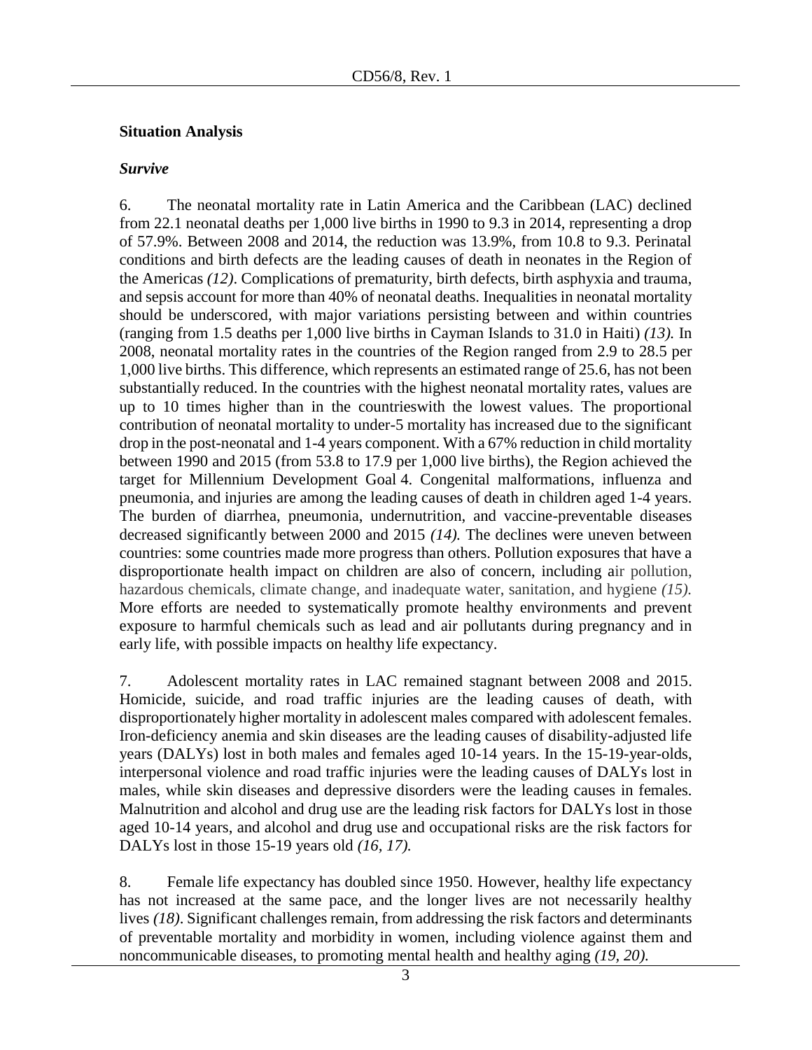## Situation Analysis

### *Survive*

6. The neonatal mortality rate in Latin America and the Caribbean (LAC) declined from 22.1 neonatal deaths per 1,000 live births in 1990 to 9.3 in 2014, representing a drop of 57.9%. Between 2008 and 2014, the reduction was 13.9%, from 10.8 to 9.3. Perinatal conditions and birth defects are the leading causes of death in neonates in the Region of the Americas *(12)*. Complications of prematurity, birth defects, birth asphyxia and trauma, and sepsis account for more than 40% of neonatal deaths. Inequalities in neonatal mortality should be underscored, with major variations persisting between and within countries (ranging from 1.5 deaths per 1,000 live births in Cayman Islands to 31.0 in Haiti) *(13).* In 2008, neonatal mortality rates in the countries of the Region ranged from 2.9 to 28.5 per 1,000 live births. This difference, which represents an estimated range of 25.6, has not been substantially reduced. In the countries with the highest neonatal mortality rates, values are up to 10 times higher than in the countrieswith the lowest values. The proportional contribution of neonatal mortality to under-5 mortality has increased due to the significant drop in the post-neonatal and 1-4 years component. With a 67% reduction in child mortality between 1990 and 2015 (from 53.8 to 17.9 per 1,000 live births), the Region achieved the target for Millennium Development Goal 4. Congenital malformations, influenza and pneumonia, and injuries are among the leading causes of death in children aged 1-4 years. The burden of diarrhea, pneumonia, undernutrition, and vaccine-preventable diseases decreased significantly between 2000 and 2015 *(14).* The declines were uneven between countries: some countries made more progress than others. Pollution exposures that have a disproportionate health impact on children are also of concern, including air pollution, hazardous chemicals, climate change, and inadequate water, sanitation, and hygiene *(15).* More efforts are needed to systematically promote healthy environments and prevent exposure to harmful chemicals such as lead and air pollutants during pregnancy and in early life, with possible impacts on healthy life expectancy.

7. Adolescent mortality rates in LAC remained stagnant between 2008 and 2015. Homicide, suicide, and road traffic injuries are the leading causes of death, with disproportionately higher mortality in adolescent males compared with adolescent females. Iron-deficiency anemia and skin diseases are the leading causes of disability-adjusted life years (DALYs) lost in both males and females aged 10-14 years. In the 15-19-year-olds, interpersonal violence and road traffic injuries were the leading causes of DALYs lost in males, while skin diseases and depressive disorders were the leading causes in females. Malnutrition and alcohol and drug use are the leading risk factors for DALYs lost in those aged 10-14 years, and alcohol and drug use and occupational risks are the risk factors for DALYs lost in those 15-19 years old *(16, 17).*

8. Female life expectancy has doubled since 1950. However, healthy life expectancy has not increased at the same pace, and the longer lives are not necessarily healthy lives *(18)*. Significant challenges remain, from addressing the risk factors and determinants of preventable mortality and morbidity in women, including violence against them and noncommunicable diseases, to promoting mental health and healthy aging *(19, 20).*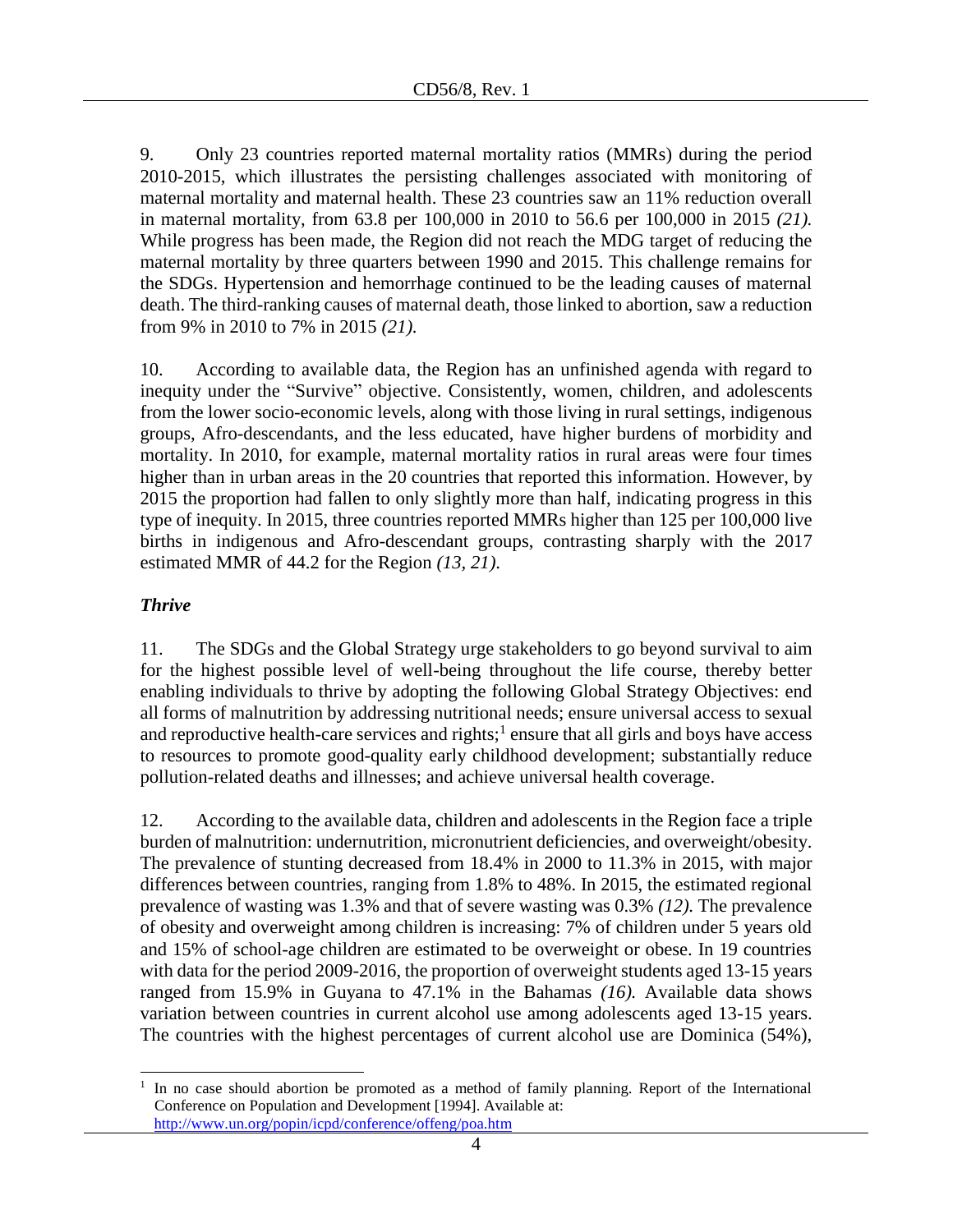9. Only 23 countries reported maternal mortality ratios (MMRs) during the period 2010-2015, which illustrates the persisting challenges associated with monitoring of maternal mortality and maternal health. These 23 countries saw an 11% reduction overall in maternal mortality, from 63.8 per 100,000 in 2010 to 56.6 per 100,000 in 2015 *(21).* While progress has been made, the Region did not reach the MDG target of reducing the maternal mortality by three quarters between 1990 and 2015. This challenge remains for the SDGs. Hypertension and hemorrhage continued to be the leading causes of maternal death. The third-ranking causes of maternal death, those linked to abortion, saw a reduction from 9% in 2010 to 7% in 2015 *(21).*

10. According to available data, the Region has an unfinished agenda with regard to inequity under the "Survive" objective. Consistently, women, children, and adolescents from the lower socio-economic levels, along with those living in rural settings, indigenous groups, Afro-descendants, and the less educated, have higher burdens of morbidity and mortality. In 2010, for example, maternal mortality ratios in rural areas were four times higher than in urban areas in the 20 countries that reported this information. However, by 2015 the proportion had fallen to only slightly more than half, indicating progress in this type of inequity. In 2015, three countries reported MMRs higher than 125 per 100,000 live births in indigenous and Afro-descendant groups, contrasting sharply with the 2017 estimated MMR of 44.2 for the Region *(13, 21).*

### *Thrive*

11. The SDGs and the Global Strategy urge stakeholders to go beyond survival to aim for the highest possible level of well-being throughout the life course, thereby better enabling individuals to thrive by adopting the following Global Strategy Objectives: end all forms of malnutrition by addressing nutritional needs; ensure universal access to sexual and reproductive health-care services and rights;[1] ensure that all girls and boys have access to resources to promote good-quality early childhood development; substantially reduce pollution-related deaths and illnesses; and achieve universal health coverage.

12. According to the available data, children and adolescents in the Region face a triple burden of malnutrition: undernutrition, micronutrient deficiencies, and overweight/obesity. The prevalence of stunting decreased from 18.4% in 2000 to 11.3% in 2015, with major differences between countries, ranging from 1.8% to 48%. In 2015, the estimated regional prevalence of wasting was 1.3% and that of severe wasting was 0.3% *(12).* The prevalence of obesity and overweight among children is increasing: 7% of children under 5 years old and 15% of school-age children are estimated to be overweight or obese. In 19 countries with data for the period 2009-2016, the proportion of overweight students aged 13-15 years ranged from 15.9% in Guyana to 47.1% in the Bahamas *(16).* Available data shows variation between countries in current alcohol use among adolescents aged 13-15 years. The countries with the highest percentages of current alcohol use are Dominica (54%),

---

[1] In no case should abortion be promoted as a method of family planning. Report of the International Conference on Population and Development [1994]. Available at: http://www.un.org/popin/icpd/conference/offeng/poa.htm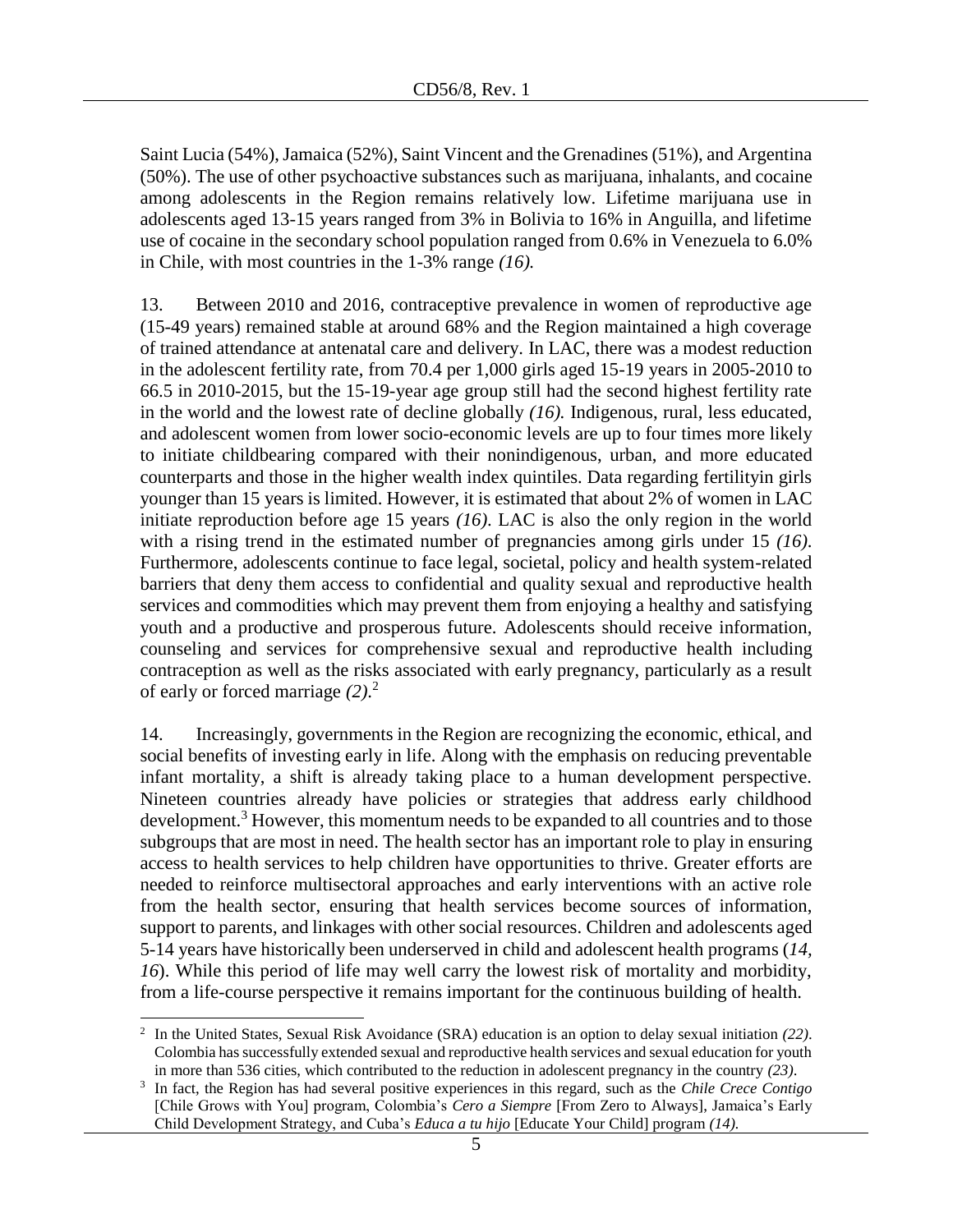Saint Lucia (54%), Jamaica (52%), Saint Vincent and the Grenadines (51%), and Argentina (50%). The use of other psychoactive substances such as marijuana, inhalants, and cocaine among adolescents in the Region remains relatively low. Lifetime marijuana use in adolescents aged 13-15 years ranged from 3% in Bolivia to 16% in Anguilla, and lifetime use of cocaine in the secondary school population ranged from 0.6% in Venezuela to 6.0% in Chile, with most countries in the 1-3% range *(16).*

13. Between 2010 and 2016, contraceptive prevalence in women of reproductive age (15-49 years) remained stable at around 68% and the Region maintained a high coverage of trained attendance at antenatal care and delivery. In LAC, there was a modest reduction in the adolescent fertility rate, from 70.4 per 1,000 girls aged 15-19 years in 2005-2010 to 66.5 in 2010-2015, but the 15-19-year age group still had the second highest fertility rate in the world and the lowest rate of decline globally *(16).* Indigenous, rural, less educated, and adolescent women from lower socio-economic levels are up to four times more likely to initiate childbearing compared with their nonindigenous, urban, and more educated counterparts and those in the higher wealth index quintiles. Data regarding fertilityin girls younger than 15 years is limited. However, it is estimated that about 2% of women in LAC initiate reproduction before age 15 years *(16)*. LAC is also the only region in the world with a rising trend in the estimated number of pregnancies among girls under 15 *(16)*. Furthermore, adolescents continue to face legal, societal, policy and health system-related barriers that deny them access to confidential and quality sexual and reproductive health services and commodities which may prevent them from enjoying a healthy and satisfying youth and a productive and prosperous future. Adolescents should receive information, counseling and services for comprehensive sexual and reproductive health including contraception as well as the risks associated with early pregnancy, particularly as a result of early or forced marriage *(2).*[2]

14. Increasingly, governments in the Region are recognizing the economic, ethical, and social benefits of investing early in life. Along with the emphasis on reducing preventable infant mortality, a shift is already taking place to a human development perspective. Nineteen countries already have policies or strategies that address early childhood development.[3] However, this momentum needs to be expanded to all countries and to those subgroups that are most in need. The health sector has an important role to play in ensuring access to health services to help children have opportunities to thrive. Greater efforts are needed to reinforce multisectoral approaches and early interventions with an active role from the health sector, ensuring that health services become sources of information, support to parents, and linkages with other social resources. Children and adolescents aged 5-14 years have historically been underserved in child and adolescent health programs (*14, 16*). While this period of life may well carry the lowest risk of mortality and morbidity, from a life-course perspective it remains important for the continuous building of health.

---

[2] In the United States, Sexual Risk Avoidance (SRA) education is an option to delay sexual initiation *(22)*. Colombia has successfully extended sexual and reproductive health services and sexual education for youth in more than 536 cities, which contributed to the reduction in adolescent pregnancy in the country *(23)*.

[3] In fact, the Region has had several positive experiences in this regard, such as the *Chile Crece Contigo* [Chile Grows with You] program, Colombia's *Cero a Siempre* [From Zero to Always], Jamaica's Early Child Development Strategy, and Cuba's *Educa a tu hijo* [Educate Your Child] program *(14).*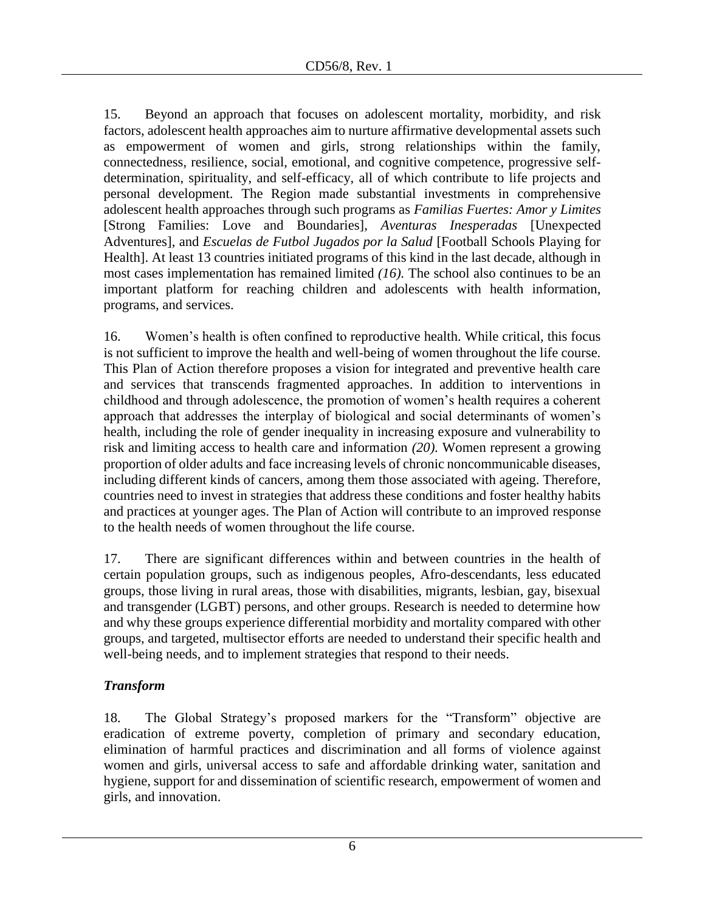15. Beyond an approach that focuses on adolescent mortality, morbidity, and risk factors, adolescent health approaches aim to nurture affirmative developmental assets such as empowerment of women and girls, strong relationships within the family, connectedness, resilience, social, emotional, and cognitive competence, progressive self-determination, spirituality, and self-efficacy, all of which contribute to life projects and personal development. The Region made substantial investments in comprehensive adolescent health approaches through such programs as *Familias Fuertes: Amor y Limites* [Strong Families: Love and Boundaries], *Aventuras Inesperadas* [Unexpected Adventures], and *Escuelas de Futbol Jugados por la Salud* [Football Schools Playing for Health]. At least 13 countries initiated programs of this kind in the last decade, although in most cases implementation has remained limited *(16).* The school also continues to be an important platform for reaching children and adolescents with health information, programs, and services.

16. Women's health is often confined to reproductive health. While critical, this focus is not sufficient to improve the health and well-being of women throughout the life course. This Plan of Action therefore proposes a vision for integrated and preventive health care and services that transcends fragmented approaches. In addition to interventions in childhood and through adolescence, the promotion of women's health requires a coherent approach that addresses the interplay of biological and social determinants of women's health, including the role of gender inequality in increasing exposure and vulnerability to risk and limiting access to health care and information *(20).* Women represent a growing proportion of older adults and face increasing levels of chronic noncommunicable diseases, including different kinds of cancers, among them those associated with ageing. Therefore, countries need to invest in strategies that address these conditions and foster healthy habits and practices at younger ages. The Plan of Action will contribute to an improved response to the health needs of women throughout the life course.

17. There are significant differences within and between countries in the health of certain population groups, such as indigenous peoples, Afro-descendants, less educated groups, those living in rural areas, those with disabilities, migrants, lesbian, gay, bisexual and transgender (LGBT) persons, and other groups. Research is needed to determine how and why these groups experience differential morbidity and mortality compared with other groups, and targeted, multisector efforts are needed to understand their specific health and well-being needs, and to implement strategies that respond to their needs.

### *Transform*

18. The Global Strategy's proposed markers for the "Transform" objective are eradication of extreme poverty, completion of primary and secondary education, elimination of harmful practices and discrimination and all forms of violence against women and girls, universal access to safe and affordable drinking water, sanitation and hygiene, support for and dissemination of scientific research, empowerment of women and girls, and innovation.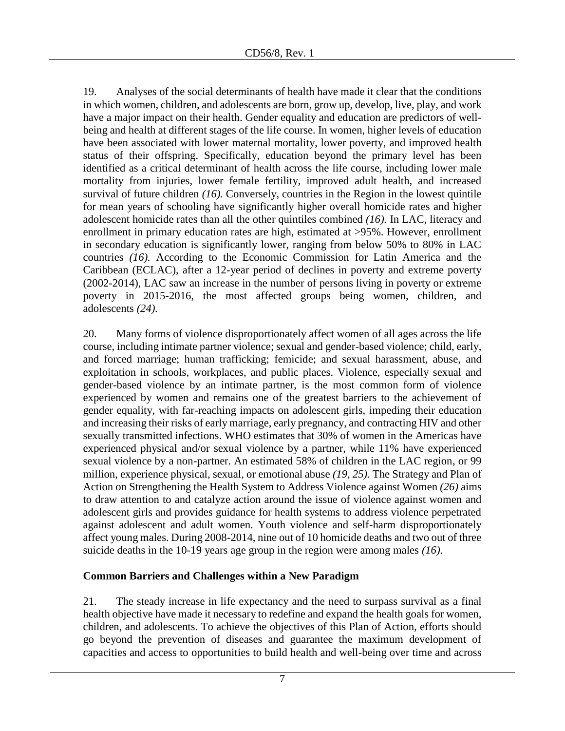19. Analyses of the social determinants of health have made it clear that the conditions in which women, children, and adolescents are born, grow up, develop, live, play, and work have a major impact on their health. Gender equality and education are predictors of well-being and health at different stages of the life course. In women, higher levels of education have been associated with lower maternal mortality, lower poverty, and improved health status of their offspring. Specifically, education beyond the primary level has been identified as a critical determinant of health across the life course, including lower male mortality from injuries, lower female fertility, improved adult health, and increased survival of future children *(16).* Conversely, countries in the Region in the lowest quintile for mean years of schooling have significantly higher overall homicide rates and higher adolescent homicide rates than all the other quintiles combined *(16).* In LAC, literacy and enrollment in primary education rates are high, estimated at >95%. However, enrollment in secondary education is significantly lower, ranging from below 50% to 80% in LAC countries *(16).* According to the Economic Commission for Latin America and the Caribbean (ECLAC), after a 12-year period of declines in poverty and extreme poverty (2002-2014), LAC saw an increase in the number of persons living in poverty or extreme poverty in 2015-2016, the most affected groups being women, children, and adolescents *(24).*

20. Many forms of violence disproportionately affect women of all ages across the life course, including intimate partner violence; sexual and gender-based violence; child, early, and forced marriage; human trafficking; femicide; and sexual harassment, abuse, and exploitation in schools, workplaces, and public places. Violence, especially sexual and gender-based violence by an intimate partner, is the most common form of violence experienced by women and remains one of the greatest barriers to the achievement of gender equality, with far-reaching impacts on adolescent girls, impeding their education and increasing their risks of early marriage, early pregnancy, and contracting HIV and other sexually transmitted infections. WHO estimates that 30% of women in the Americas have experienced physical and/or sexual violence by a partner, while 11% have experienced sexual violence by a non-partner. An estimated 58% of children in the LAC region, or 99 million, experience physical, sexual, or emotional abuse *(19, 25).* The Strategy and Plan of Action on Strengthening the Health System to Address Violence against Women *(26)* aims to draw attention to and catalyze action around the issue of violence against women and adolescent girls and provides guidance for health systems to address violence perpetrated against adolescent and adult women. Youth violence and self-harm disproportionately affect young males. During 2008-2014, nine out of 10 homicide deaths and two out of three suicide deaths in the 10-19 years age group in the region were among males *(16).*

### Common Barriers and Challenges within a New Paradigm

21. The steady increase in life expectancy and the need to surpass survival as a final health objective have made it necessary to redefine and expand the health goals for women, children, and adolescents. To achieve the objectives of this Plan of Action, efforts should go beyond the prevention of diseases and guarantee the maximum development of capacities and access to opportunities to build health and well-being over time and across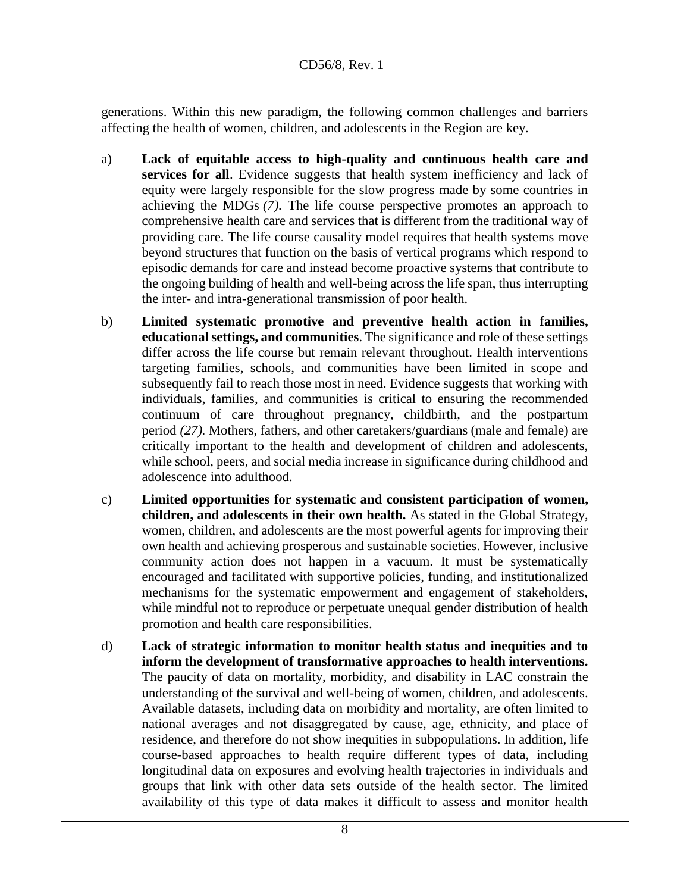generations. Within this new paradigm, the following common challenges and barriers affecting the health of women, children, and adolescents in the Region are key.

a) **Lack of equitable access to high-quality and continuous health care and services for all**. Evidence suggests that health system inefficiency and lack of equity were largely responsible for the slow progress made by some countries in achieving the MDGs *(7).* The life course perspective promotes an approach to comprehensive health care and services that is different from the traditional way of providing care. The life course causality model requires that health systems move beyond structures that function on the basis of vertical programs which respond to episodic demands for care and instead become proactive systems that contribute to the ongoing building of health and well-being across the life span, thus interrupting the inter- and intra-generational transmission of poor health.

b) **Limited systematic promotive and preventive health action in families, educational settings, and communities**. The significance and role of these settings differ across the life course but remain relevant throughout. Health interventions targeting families, schools, and communities have been limited in scope and subsequently fail to reach those most in need. Evidence suggests that working with individuals, families, and communities is critical to ensuring the recommended continuum of care throughout pregnancy, childbirth, and the postpartum period *(27).* Mothers, fathers, and other caretakers/guardians (male and female) are critically important to the health and development of children and adolescents, while school, peers, and social media increase in significance during childhood and adolescence into adulthood.

c) **Limited opportunities for systematic and consistent participation of women, children, and adolescents in their own health.** As stated in the Global Strategy, women, children, and adolescents are the most powerful agents for improving their own health and achieving prosperous and sustainable societies. However, inclusive community action does not happen in a vacuum. It must be systematically encouraged and facilitated with supportive policies, funding, and institutionalized mechanisms for the systematic empowerment and engagement of stakeholders, while mindful not to reproduce or perpetuate unequal gender distribution of health promotion and health care responsibilities.

d) **Lack of strategic information to monitor health status and inequities and to inform the development of transformative approaches to health interventions.** The paucity of data on mortality, morbidity, and disability in LAC constrain the understanding of the survival and well-being of women, children, and adolescents. Available datasets, including data on morbidity and mortality, are often limited to national averages and not disaggregated by cause, age, ethnicity, and place of residence, and therefore do not show inequities in subpopulations. In addition, life course-based approaches to health require different types of data, including longitudinal data on exposures and evolving health trajectories in individuals and groups that link with other data sets outside of the health sector. The limited availability of this type of data makes it difficult to assess and monitor health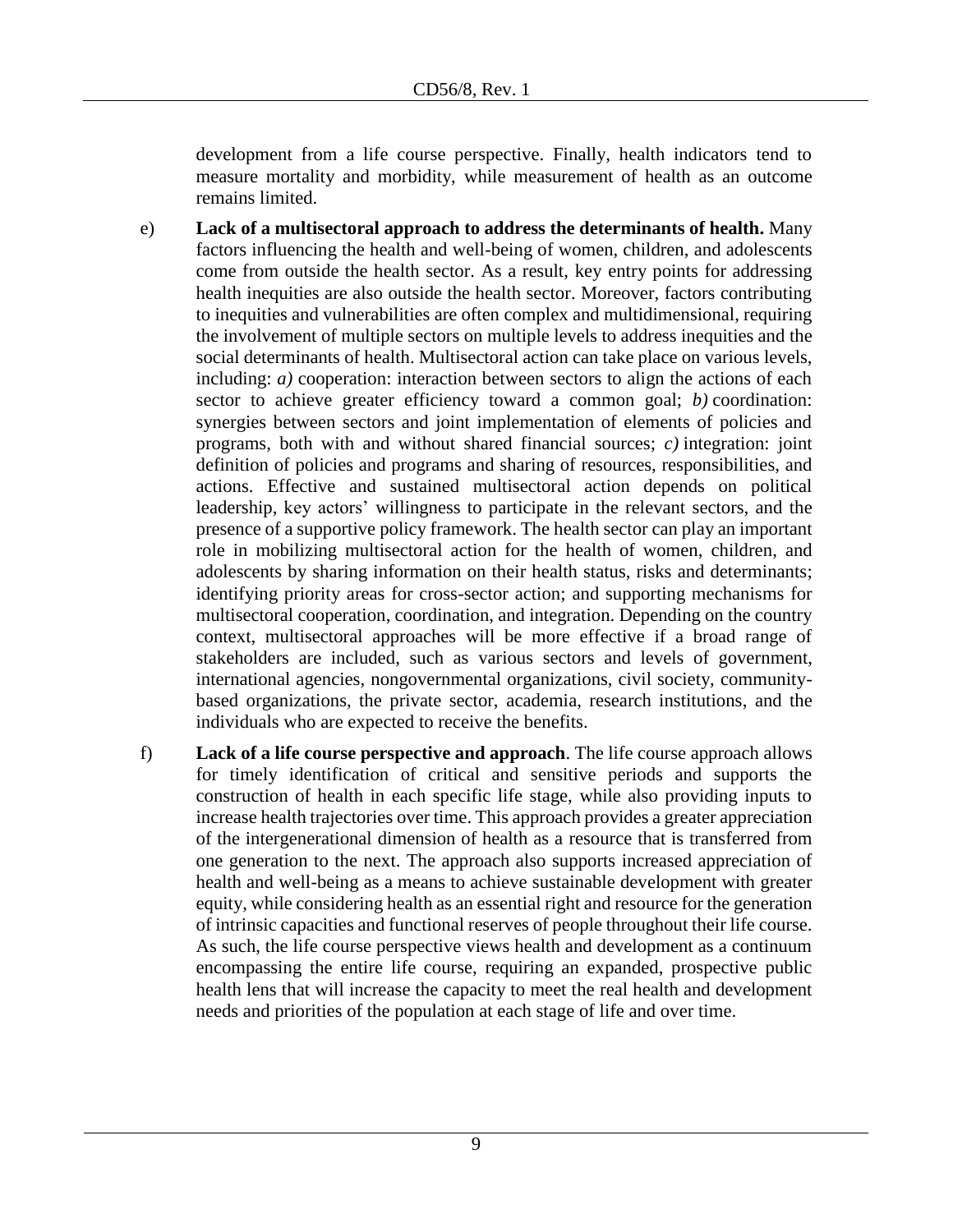development from a life course perspective. Finally, health indicators tend to measure mortality and morbidity, while measurement of health as an outcome remains limited.

e) **Lack of a multisectoral approach to address the determinants of health.** Many factors influencing the health and well-being of women, children, and adolescents come from outside the health sector. As a result, key entry points for addressing health inequities are also outside the health sector. Moreover, factors contributing to inequities and vulnerabilities are often complex and multidimensional, requiring the involvement of multiple sectors on multiple levels to address inequities and the social determinants of health. Multisectoral action can take place on various levels, including: *a)* cooperation: interaction between sectors to align the actions of each sector to achieve greater efficiency toward a common goal; *b)* coordination: synergies between sectors and joint implementation of elements of policies and programs, both with and without shared financial sources; *c)* integration: joint definition of policies and programs and sharing of resources, responsibilities, and actions. Effective and sustained multisectoral action depends on political leadership, key actors' willingness to participate in the relevant sectors, and the presence of a supportive policy framework. The health sector can play an important role in mobilizing multisectoral action for the health of women, children, and adolescents by sharing information on their health status, risks and determinants; identifying priority areas for cross-sector action; and supporting mechanisms for multisectoral cooperation, coordination, and integration. Depending on the country context, multisectoral approaches will be more effective if a broad range of stakeholders are included, such as various sectors and levels of government, international agencies, nongovernmental organizations, civil society, community-based organizations, the private sector, academia, research institutions, and the individuals who are expected to receive the benefits.

f) **Lack of a life course perspective and approach**. The life course approach allows for timely identification of critical and sensitive periods and supports the construction of health in each specific life stage, while also providing inputs to increase health trajectories over time. This approach provides a greater appreciation of the intergenerational dimension of health as a resource that is transferred from one generation to the next. The approach also supports increased appreciation of health and well-being as a means to achieve sustainable development with greater equity, while considering health as an essential right and resource for the generation of intrinsic capacities and functional reserves of people throughout their life course. As such, the life course perspective views health and development as a continuum encompassing the entire life course, requiring an expanded, prospective public health lens that will increase the capacity to meet the real health and development needs and priorities of the population at each stage of life and over time.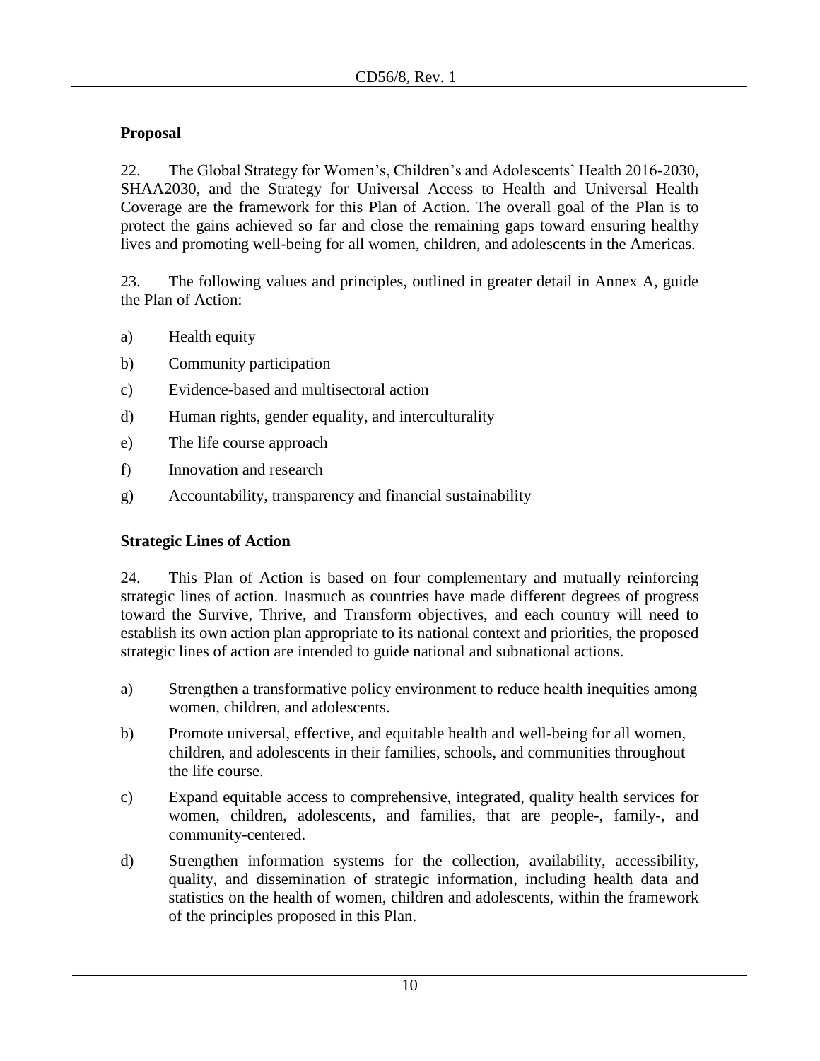## Proposal

22. The Global Strategy for Women's, Children's and Adolescents' Health 2016-2030, SHAA2030, and the Strategy for Universal Access to Health and Universal Health Coverage are the framework for this Plan of Action. The overall goal of the Plan is to protect the gains achieved so far and close the remaining gaps toward ensuring healthy lives and promoting well-being for all women, children, and adolescents in the Americas.

23. The following values and principles, outlined in greater detail in Annex A, guide the Plan of Action:

a) Health equity

b) Community participation

c) Evidence-based and multisectoral action

d) Human rights, gender equality, and interculturality

e) The life course approach

f) Innovation and research

g) Accountability, transparency and financial sustainability

## Strategic Lines of Action

24. This Plan of Action is based on four complementary and mutually reinforcing strategic lines of action. Inasmuch as countries have made different degrees of progress toward the Survive, Thrive, and Transform objectives, and each country will need to establish its own action plan appropriate to its national context and priorities, the proposed strategic lines of action are intended to guide national and subnational actions.

a) Strengthen a transformative policy environment to reduce health inequities among women, children, and adolescents.

b) Promote universal, effective, and equitable health and well-being for all women, children, and adolescents in their families, schools, and communities throughout the life course.

c) Expand equitable access to comprehensive, integrated, quality health services for women, children, adolescents, and families, that are people-, family-, and community-centered.

d) Strengthen information systems for the collection, availability, accessibility, quality, and dissemination of strategic information, including health data and statistics on the health of women, children and adolescents, within the framework of the principles proposed in this Plan.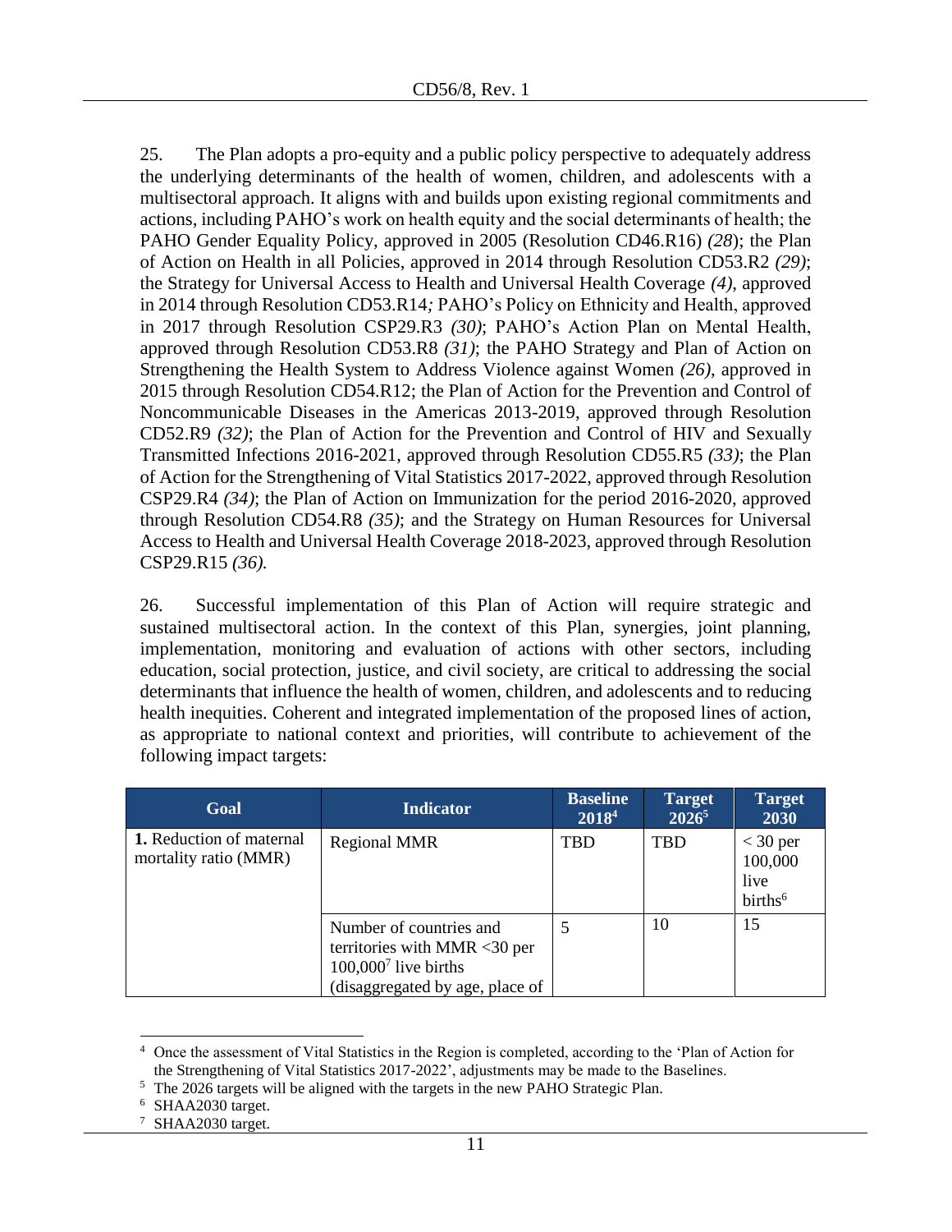25. The Plan adopts a pro-equity and a public policy perspective to adequately address the underlying determinants of the health of women, children, and adolescents with a multisectoral approach. It aligns with and builds upon existing regional commitments and actions, including PAHO's work on health equity and the social determinants of health; the PAHO Gender Equality Policy, approved in 2005 (Resolution CD46.R16) *(28)*; the Plan of Action on Health in all Policies, approved in 2014 through Resolution CD53.R2 *(29)*; the Strategy for Universal Access to Health and Universal Health Coverage *(4)*, approved in 2014 through Resolution CD53.R14*;* PAHO's Policy on Ethnicity and Health, approved in 2017 through Resolution CSP29.R3 *(30)*; PAHO's Action Plan on Mental Health, approved through Resolution CD53.R8 *(31)*; the PAHO Strategy and Plan of Action on Strengthening the Health System to Address Violence against Women *(26)*, approved in 2015 through Resolution CD54.R12; the Plan of Action for the Prevention and Control of Noncommunicable Diseases in the Americas 2013-2019, approved through Resolution CD52.R9 *(32)*; the Plan of Action for the Prevention and Control of HIV and Sexually Transmitted Infections 2016-2021, approved through Resolution CD55.R5 *(33)*; the Plan of Action for the Strengthening of Vital Statistics 2017-2022, approved through Resolution CSP29.R4 *(34)*; the Plan of Action on Immunization for the period 2016-2020, approved through Resolution CD54.R8 *(35)*; and the Strategy on Human Resources for Universal Access to Health and Universal Health Coverage 2018-2023, approved through Resolution CSP29.R15 *(36).*

26. Successful implementation of this Plan of Action will require strategic and sustained multisectoral action. In the context of this Plan, synergies, joint planning, implementation, monitoring and evaluation of actions with other sectors, including education, social protection, justice, and civil society, are critical to addressing the social determinants that influence the health of women, children, and adolescents and to reducing health inequities. Coherent and integrated implementation of the proposed lines of action, as appropriate to national context and priorities, will contribute to achievement of the following impact targets:

| Goal | Indicator | Baseline 2018[4] | Target 2026[5] | Target 2030 |
|---|---|---|---|---|
| **1.** Reduction of maternal mortality ratio (MMR) | Regional MMR | TBD | TBD | < 30 per 100,000 live births[6] |
| | Number of countries and territories with MMR <30 per 100,000[7] live births (disaggregated by age, place of | 5 | 10 | 15 |

[4] Once the assessment of Vital Statistics in the Region is completed, according to the 'Plan of Action for the Strengthening of Vital Statistics 2017-2022', adjustments may be made to the Baselines.

[5] The 2026 targets will be aligned with the targets in the new PAHO Strategic Plan.

[6] SHAA2030 target.

[7] SHAA2030 target.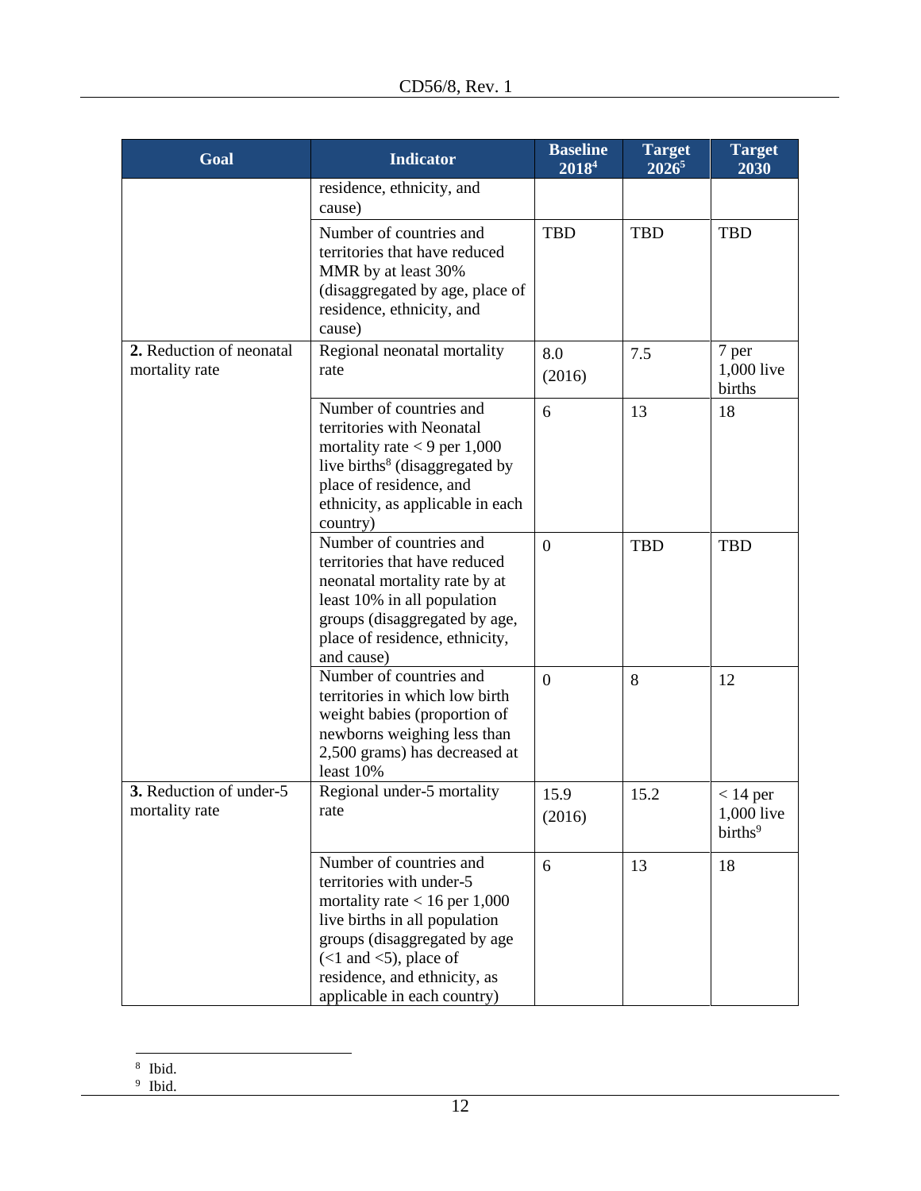| Goal | Indicator | Baseline 2018[4] | Target 2026[5] | Target 2030 |
|---|---|---|---|---|
| | residence, ethnicity, and cause) | | | |
| | Number of countries and territories that have reduced MMR by at least 30% (disaggregated by age, place of residence, ethnicity, and cause) | TBD | TBD | TBD |
| **2.** Reduction of neonatal mortality rate | Regional neonatal mortality rate | 8.0 (2016) | 7.5 | 7 per 1,000 live births |
| | Number of countries and territories with Neonatal mortality rate < 9 per 1,000 live births[8] (disaggregated by place of residence, and ethnicity, as applicable in each country) | 6 | 13 | 18 |
| | Number of countries and territories that have reduced neonatal mortality rate by at least 10% in all population groups (disaggregated by age, place of residence, ethnicity, and cause) | 0 | TBD | TBD |
| | Number of countries and territories in which low birth weight babies (proportion of newborns weighing less than 2,500 grams) has decreased at least 10% | 0 | 8 | 12 |
| **3.** Reduction of under-5 mortality rate | Regional under-5 mortality rate | 15.9 (2016) | 15.2 | < 14 per 1,000 live births[9] |
| | Number of countries and territories with under-5 mortality rate < 16 per 1,000 live births in all population groups (disaggregated by age (<1 and <5), place of residence, and ethnicity, as applicable in each country) | 6 | 13 | 18 |

[8] Ibid.

[9] Ibid.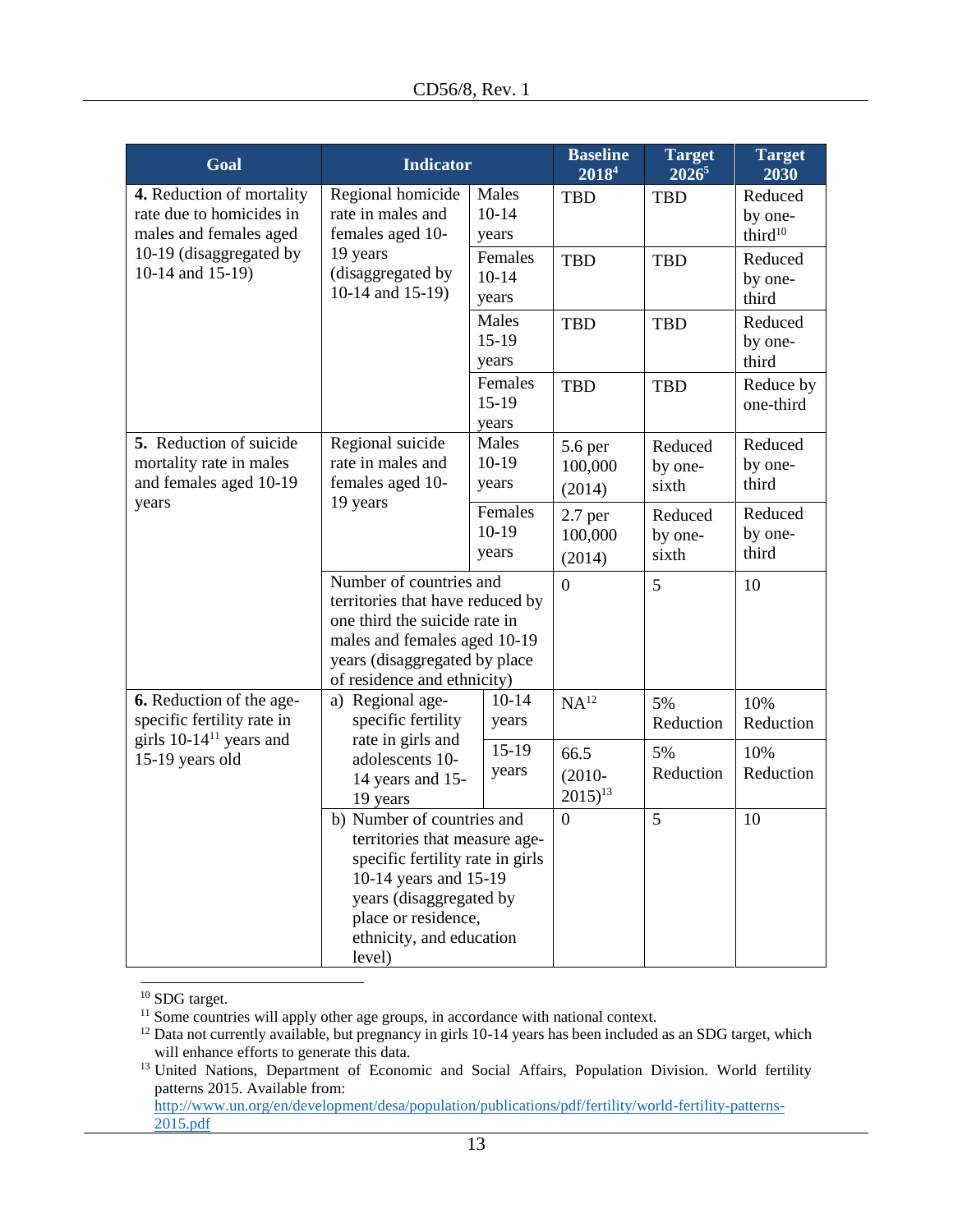| Goal | Indicator | | Baseline 2018[4] | Target 2026[5] | Target 2030 |
|---|---|---|---|---|---|
| **4.** Reduction of mortality rate due to homicides in males and females aged 10-19 (disaggregated by 10-14 and 15-19) | Regional homicide rate in males and females aged 10-19 years (disaggregated by 10-14 and 15-19) | Males 10-14 years | TBD | TBD | Reduced by one-third[10] |
| | | Females 10-14 years | TBD | TBD | Reduced by one-third |
| | | Males 15-19 years | TBD | TBD | Reduced by one-third |
| | | Females 15-19 years | TBD | TBD | Reduce by one-third |
| **5.** Reduction of suicide mortality rate in males and females aged 10-19 years | Regional suicide rate in males and females aged 10-19 years | Males 10-19 years | 5.6 per 100,000 (2014) | Reduced by one-sixth | Reduced by one-third |
| | | Females 10-19 years | 2.7 per 100,000 (2014) | Reduced by one-sixth | Reduced by one-third |
| | Number of countries and territories that have reduced by one third the suicide rate in males and females aged 10-19 years (disaggregated by place of residence and ethnicity) | | 0 | 5 | 10 |
| **6.** Reduction of the age-specific fertility rate in girls 10-14[11] years and 15-19 years old | a) Regional age-specific fertility rate in girls and adolescents 10-14 years and 15-19 years | 10-14 years | NA[12] | 5% Reduction | 10% Reduction |
| | | 15-19 years | 66.5 (2010-2015)[13] | 5% Reduction | 10% Reduction |
| | b) Number of countries and territories that measure age-specific fertility rate in girls 10-14 years and 15-19 years (disaggregated by place or residence, ethnicity, and education level) | | 0 | 5 | 10 |

[10] SDG target.

[11] Some countries will apply other age groups, in accordance with national context.

[12] Data not currently available, but pregnancy in girls 10-14 years has been included as an SDG target, which will enhance efforts to generate this data.

[13] United Nations, Department of Economic and Social Affairs, Population Division. World fertility patterns 2015. Available from: http://www.un.org/en/development/desa/population/publications/pdf/fertility/world-fertility-patterns-2015.pdf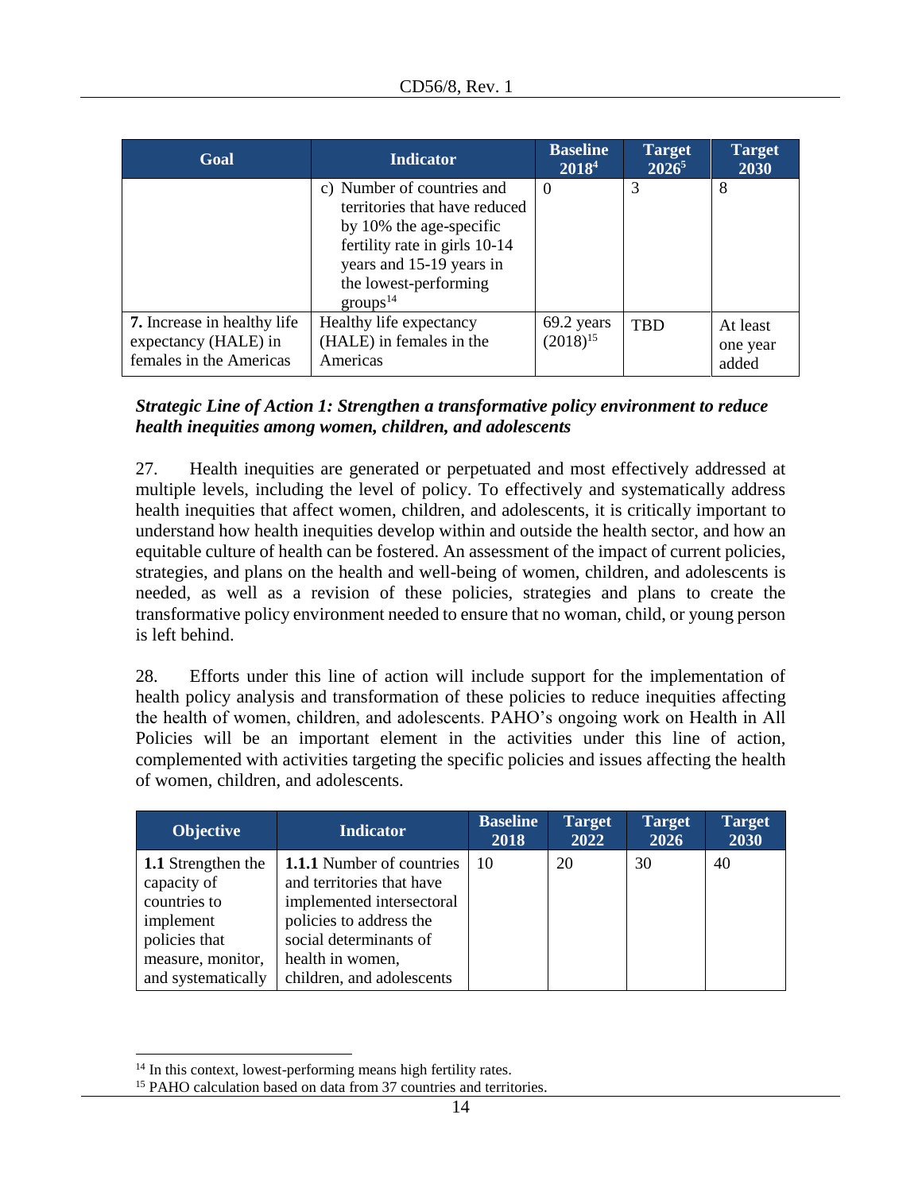| Goal | Indicator | Baseline 2018[4] | Target 2026[5] | Target 2030 |
|---|---|---|---|---|
| | c) Number of countries and territories that have reduced by 10% the age-specific fertility rate in girls 10-14 years and 15-19 years in the lowest-performing groups[14] | 0 | 3 | 8 |
| **7.** Increase in healthy life expectancy (HALE) in females in the Americas | Healthy life expectancy (HALE) in females in the Americas | 69.2 years (2018)[15] | TBD | At least one year added |

***Strategic Line of Action 1: Strengthen a transformative policy environment to reduce health inequities among women, children, and adolescents***

27. Health inequities are generated or perpetuated and most effectively addressed at multiple levels, including the level of policy. To effectively and systematically address health inequities that affect women, children, and adolescents, it is critically important to understand how health inequities develop within and outside the health sector, and how an equitable culture of health can be fostered. An assessment of the impact of current policies, strategies, and plans on the health and well-being of women, children, and adolescents is needed, as well as a revision of these policies, strategies and plans to create the transformative policy environment needed to ensure that no woman, child, or young person is left behind.

28. Efforts under this line of action will include support for the implementation of health policy analysis and transformation of these policies to reduce inequities affecting the health of women, children, and adolescents. PAHO's ongoing work on Health in All Policies will be an important element in the activities under this line of action, complemented with activities targeting the specific policies and issues affecting the health of women, children, and adolescents.

| Objective | Indicator | Baseline 2018 | Target 2022 | Target 2026 | Target 2030 |
|---|---|---|---|---|---|
| **1.1** Strengthen the capacity of countries to implement policies that measure, monitor, and systematically | **1.1.1** Number of countries and territories that have implemented intersectoral policies to address the social determinants of health in women, children, and adolescents | 10 | 20 | 30 | 40 |

[14] In this context, lowest-performing means high fertility rates.

[15] PAHO calculation based on data from 37 countries and territories.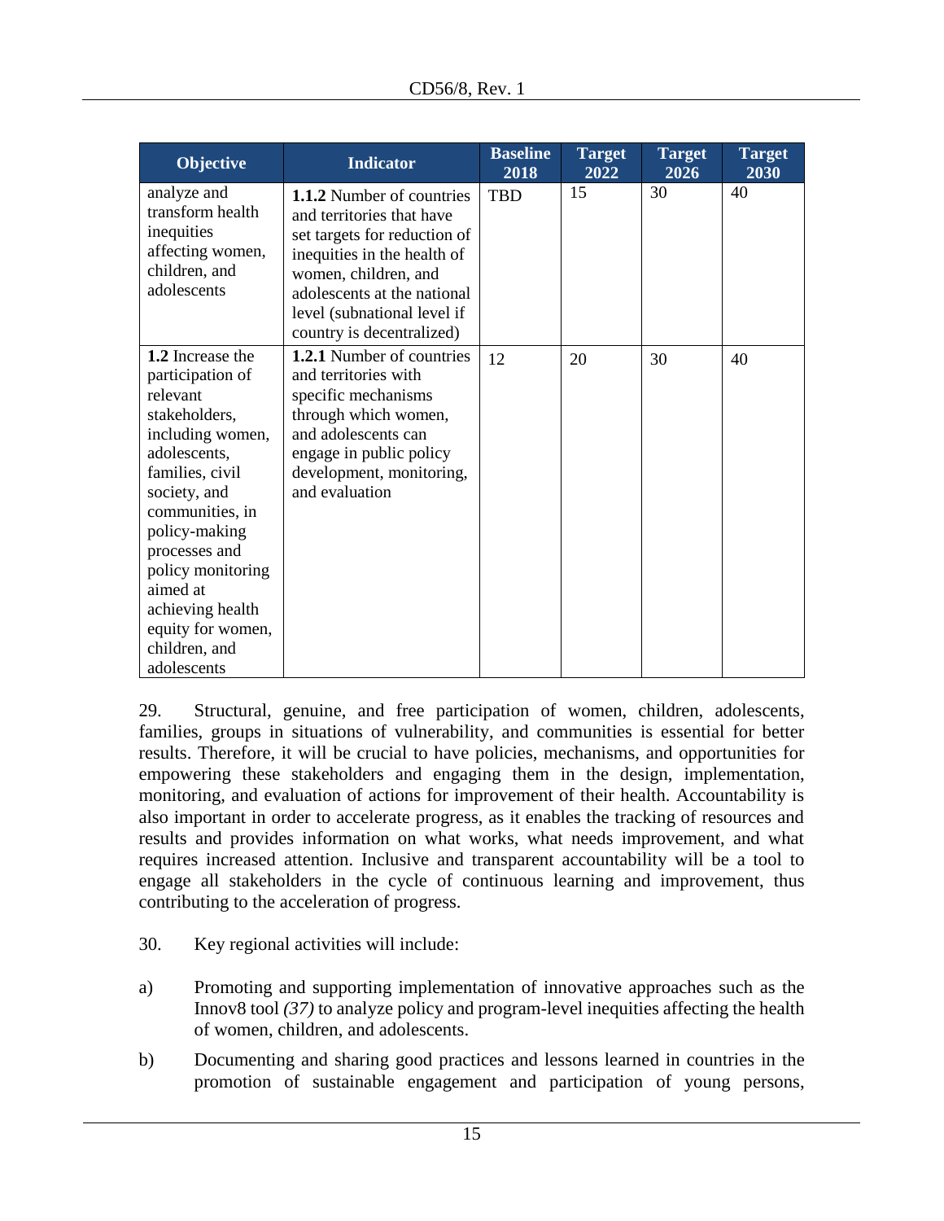| Objective | Indicator | Baseline 2018 | Target 2022 | Target 2026 | Target 2030 |
|---|---|---|---|---|---|
| analyze and transform health inequities affecting women, children, and adolescents | **1.1.2** Number of countries and territories that have set targets for reduction of inequities in the health of women, children, and adolescents at the national level (subnational level if country is decentralized) | TBD | 15 | 30 | 40 |
| **1.2** Increase the participation of relevant stakeholders, including women, adolescents, families, civil society, and communities, in policy-making processes and policy monitoring aimed at achieving health equity for women, children, and adolescents | **1.2.1** Number of countries and territories with specific mechanisms through which women, and adolescents can engage in public policy development, monitoring, and evaluation | 12 | 20 | 30 | 40 |

29. Structural, genuine, and free participation of women, children, adolescents, families, groups in situations of vulnerability, and communities is essential for better results. Therefore, it will be crucial to have policies, mechanisms, and opportunities for empowering these stakeholders and engaging them in the design, implementation, monitoring, and evaluation of actions for improvement of their health. Accountability is also important in order to accelerate progress, as it enables the tracking of resources and results and provides information on what works, what needs improvement, and what requires increased attention. Inclusive and transparent accountability will be a tool to engage all stakeholders in the cycle of continuous learning and improvement, thus contributing to the acceleration of progress.

30. Key regional activities will include:

a) Promoting and supporting implementation of innovative approaches such as the Innov8 tool *(37)* to analyze policy and program-level inequities affecting the health of women, children, and adolescents.

b) Documenting and sharing good practices and lessons learned in countries in the promotion of sustainable engagement and participation of young persons,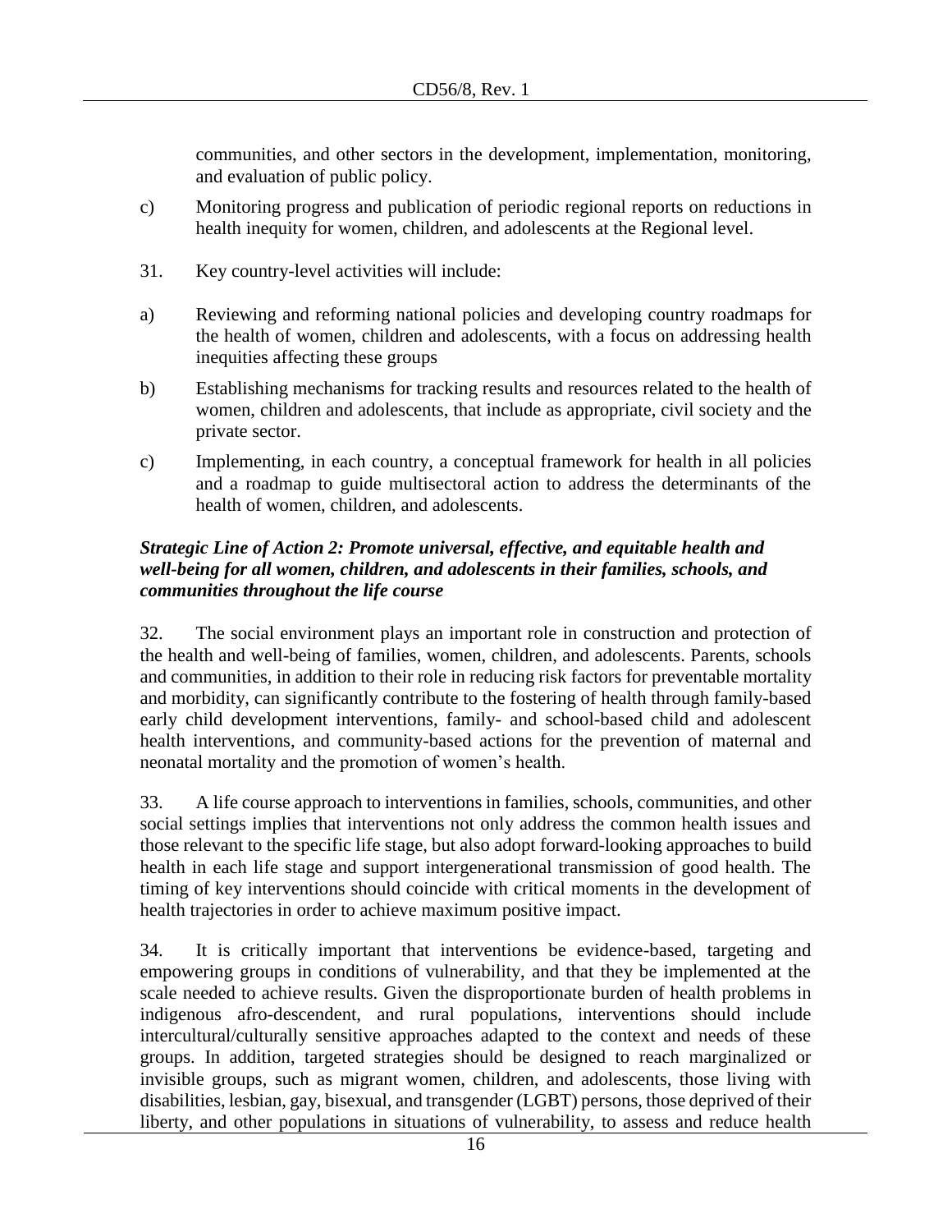communities, and other sectors in the development, implementation, monitoring, and evaluation of public policy.

c) Monitoring progress and publication of periodic regional reports on reductions in health inequity for women, children, and adolescents at the Regional level.

31. Key country-level activities will include:

a) Reviewing and reforming national policies and developing country roadmaps for the health of women, children and adolescents, with a focus on addressing health inequities affecting these groups

b) Establishing mechanisms for tracking results and resources related to the health of women, children and adolescents, that include as appropriate, civil society and the private sector.

c) Implementing, in each country, a conceptual framework for health in all policies and a roadmap to guide multisectoral action to address the determinants of the health of women, children, and adolescents.

***Strategic Line of Action 2: Promote universal, effective, and equitable health and well-being for all women, children, and adolescents in their families, schools, and communities throughout the life course***

32. The social environment plays an important role in construction and protection of the health and well-being of families, women, children, and adolescents. Parents, schools and communities, in addition to their role in reducing risk factors for preventable mortality and morbidity, can significantly contribute to the fostering of health through family-based early child development interventions, family- and school-based child and adolescent health interventions, and community-based actions for the prevention of maternal and neonatal mortality and the promotion of women's health.

33. A life course approach to interventions in families, schools, communities, and other social settings implies that interventions not only address the common health issues and those relevant to the specific life stage, but also adopt forward-looking approaches to build health in each life stage and support intergenerational transmission of good health. The timing of key interventions should coincide with critical moments in the development of health trajectories in order to achieve maximum positive impact.

34. It is critically important that interventions be evidence-based, targeting and empowering groups in conditions of vulnerability, and that they be implemented at the scale needed to achieve results. Given the disproportionate burden of health problems in indigenous afro-descendent, and rural populations, interventions should include intercultural/culturally sensitive approaches adapted to the context and needs of these groups. In addition, targeted strategies should be designed to reach marginalized or invisible groups, such as migrant women, children, and adolescents, those living with disabilities, lesbian, gay, bisexual, and transgender (LGBT) persons, those deprived of their liberty, and other populations in situations of vulnerability, to assess and reduce health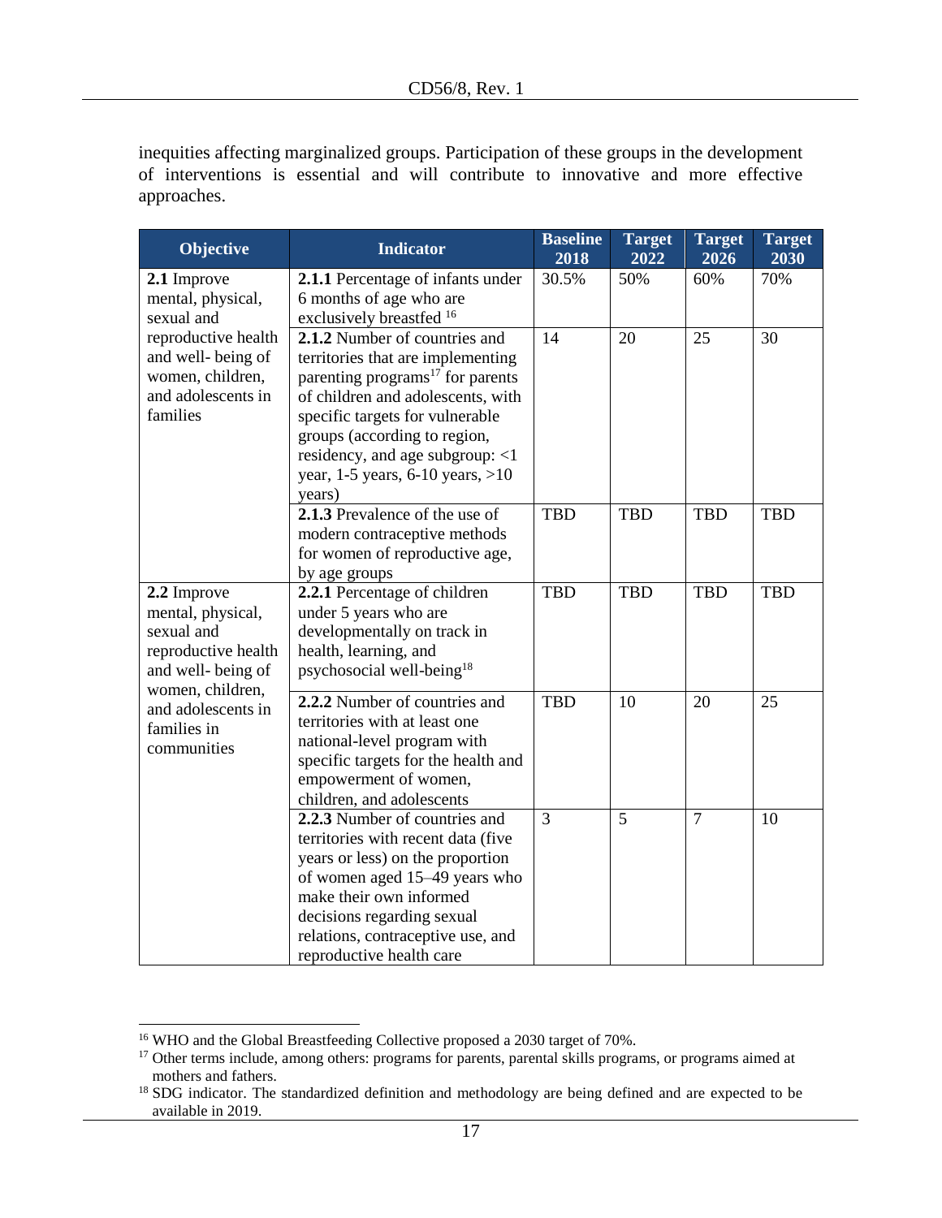inequities affecting marginalized groups. Participation of these groups in the development of interventions is essential and will contribute to innovative and more effective approaches.

| Objective | Indicator | Baseline 2018 | Target 2022 | Target 2026 | Target 2030 |
|---|---|---|---|---|---|
| **2.1** Improve mental, physical, sexual and reproductive health and well- being of women, children, and adolescents in families | **2.1.1** Percentage of infants under 6 months of age who are exclusively breastfed [16] | 30.5% | 50% | 60% | 70% |
| | **2.1.2** Number of countries and territories that are implementing parenting programs[17] for parents of children and adolescents, with specific targets for vulnerable groups (according to region, residency, and age subgroup: <1 year, 1-5 years, 6-10 years, >10 years) | 14 | 20 | 25 | 30 |
| | **2.1.3** Prevalence of the use of modern contraceptive methods for women of reproductive age, by age groups | TBD | TBD | TBD | TBD |
| **2.2** Improve mental, physical, sexual and reproductive health and well- being of women, children, and adolescents in families in communities | **2.2.1** Percentage of children under 5 years who are developmentally on track in health, learning, and psychosocial well-being[18] | TBD | TBD | TBD | TBD |
| | **2.2.2** Number of countries and territories with at least one national-level program with specific targets for the health and empowerment of women, children, and adolescents | TBD | 10 | 20 | 25 |
| | **2.2.3** Number of countries and territories with recent data (five years or less) on the proportion of women aged 15–49 years who make their own informed decisions regarding sexual relations, contraceptive use, and reproductive health care | 3 | 5 | 7 | 10 |

[16] WHO and the Global Breastfeeding Collective proposed a 2030 target of 70%.

[17] Other terms include, among others: programs for parents, parental skills programs, or programs aimed at mothers and fathers.

[18] SDG indicator. The standardized definition and methodology are being defined and are expected to be available in 2019.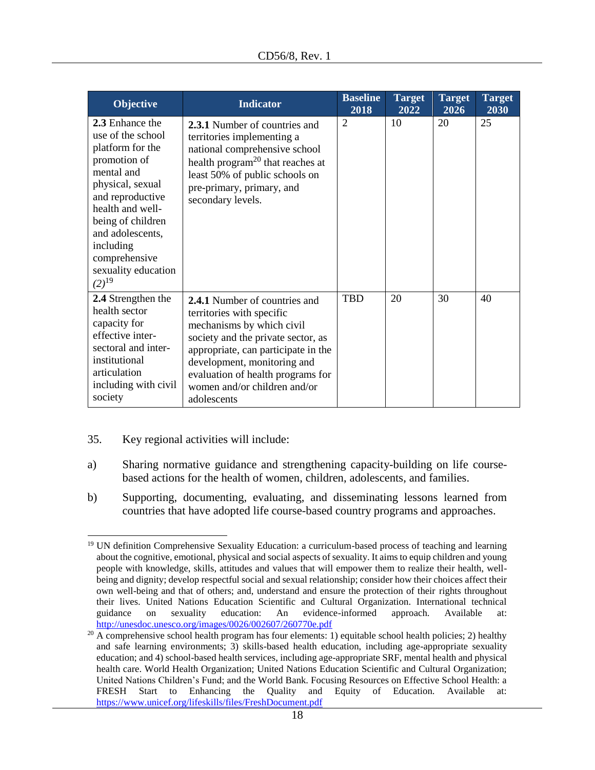| Objective | Indicator | Baseline 2018 | Target 2022 | Target 2026 | Target 2030 |
|---|---|---|---|---|---|
| **2.3** Enhance the use of the school platform for the promotion of mental and physical, sexual and reproductive health and well-being of children and adolescents, including comprehensive sexuality education *(2)*[19] | **2.3.1** Number of countries and territories implementing a national comprehensive school health program[20] that reaches at least 50% of public schools on pre-primary, primary, and secondary levels. | 2 | 10 | 20 | 25 |
| **2.4** Strengthen the health sector capacity for effective inter-sectoral and inter-institutional articulation including with civil society | **2.4.1** Number of countries and territories with specific mechanisms by which civil society and the private sector, as appropriate, can participate in the development, monitoring and evaluation of health programs for women and/or children and/or adolescents | TBD | 20 | 30 | 40 |

35. Key regional activities will include:

a) Sharing normative guidance and strengthening capacity-building on life course-based actions for the health of women, children, adolescents, and families.

b) Supporting, documenting, evaluating, and disseminating lessons learned from countries that have adopted life course-based country programs and approaches.

---

[19] UN definition Comprehensive Sexuality Education: a curriculum-based process of teaching and learning about the cognitive, emotional, physical and social aspects of sexuality. It aims to equip children and young people with knowledge, skills, attitudes and values that will empower them to realize their health, well-being and dignity; develop respectful social and sexual relationship; consider how their choices affect their own well-being and that of others; and, understand and ensure the protection of their rights throughout their lives. United Nations Education Scientific and Cultural Organization. International technical guidance on sexuality education: An evidence-informed approach. Available at: http://unesdoc.unesco.org/images/0026/002607/260770e.pdf

[20] A comprehensive school health program has four elements: 1) equitable school health policies; 2) healthy and safe learning environments; 3) skills-based health education, including age-appropriate sexuality education; and 4) school-based health services, including age-appropriate SRF, mental health and physical health care. World Health Organization; United Nations Education Scientific and Cultural Organization; United Nations Children's Fund; and the World Bank. Focusing Resources on Effective School Health: a FRESH Start to Enhancing the Quality and Equity of Education. Available at: https://www.unicef.org/lifeskills/files/FreshDocument.pdf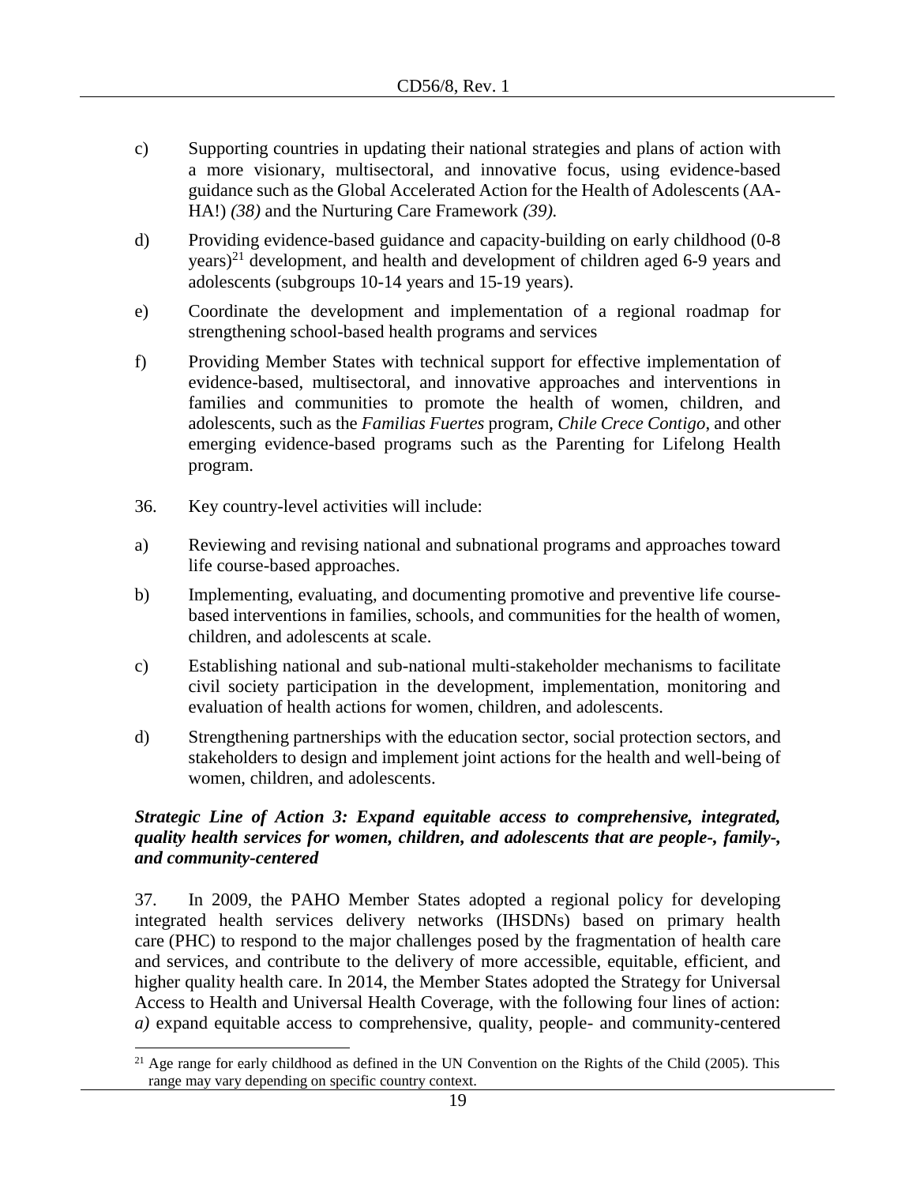c) Supporting countries in updating their national strategies and plans of action with a more visionary, multisectoral, and innovative focus, using evidence-based guidance such as the Global Accelerated Action for the Health of Adolescents (AA-HA!) *(38)* and the Nurturing Care Framework *(39).*

d) Providing evidence-based guidance and capacity-building on early childhood (0-8 years)[21] development, and health and development of children aged 6-9 years and adolescents (subgroups 10-14 years and 15-19 years).

e) Coordinate the development and implementation of a regional roadmap for strengthening school-based health programs and services

f) Providing Member States with technical support for effective implementation of evidence-based, multisectoral, and innovative approaches and interventions in families and communities to promote the health of women, children, and adolescents, such as the *Familias Fuertes* program, *Chile Crece Contigo,* and other emerging evidence-based programs such as the Parenting for Lifelong Health program.

36. Key country-level activities will include:

a) Reviewing and revising national and subnational programs and approaches toward life course-based approaches.

b) Implementing, evaluating, and documenting promotive and preventive life course-based interventions in families, schools, and communities for the health of women, children, and adolescents at scale.

c) Establishing national and sub-national multi-stakeholder mechanisms to facilitate civil society participation in the development, implementation, monitoring and evaluation of health actions for women, children, and adolescents.

d) Strengthening partnerships with the education sector, social protection sectors, and stakeholders to design and implement joint actions for the health and well-being of women, children, and adolescents.

***Strategic Line of Action 3: Expand equitable access to comprehensive, integrated, quality health services for women, children, and adolescents that are people-, family-, and community-centered***

37. In 2009, the PAHO Member States adopted a regional policy for developing integrated health services delivery networks (IHSDNs) based on primary health care (PHC) to respond to the major challenges posed by the fragmentation of health care and services, and contribute to the delivery of more accessible, equitable, efficient, and higher quality health care. In 2014, the Member States adopted the Strategy for Universal Access to Health and Universal Health Coverage, with the following four lines of action: *a)* expand equitable access to comprehensive, quality, people- and community-centered

[21] Age range for early childhood as defined in the UN Convention on the Rights of the Child (2005). This range may vary depending on specific country context.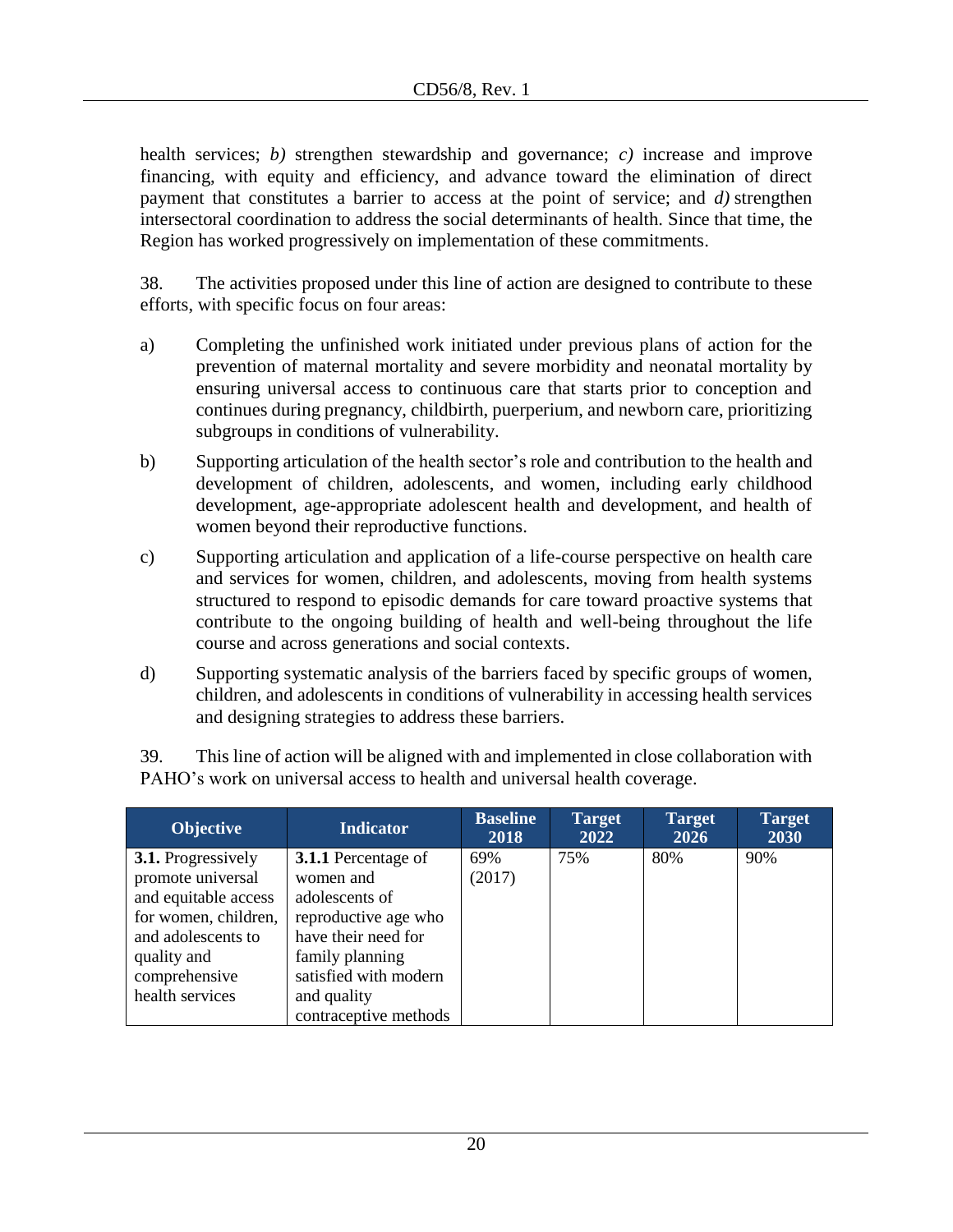health services; *b)* strengthen stewardship and governance; *c)* increase and improve financing, with equity and efficiency, and advance toward the elimination of direct payment that constitutes a barrier to access at the point of service; and *d)* strengthen intersectoral coordination to address the social determinants of health. Since that time, the Region has worked progressively on implementation of these commitments.

38. The activities proposed under this line of action are designed to contribute to these efforts, with specific focus on four areas:

a) Completing the unfinished work initiated under previous plans of action for the prevention of maternal mortality and severe morbidity and neonatal mortality by ensuring universal access to continuous care that starts prior to conception and continues during pregnancy, childbirth, puerperium, and newborn care, prioritizing subgroups in conditions of vulnerability.

b) Supporting articulation of the health sector's role and contribution to the health and development of children, adolescents, and women, including early childhood development, age-appropriate adolescent health and development, and health of women beyond their reproductive functions.

c) Supporting articulation and application of a life-course perspective on health care and services for women, children, and adolescents, moving from health systems structured to respond to episodic demands for care toward proactive systems that contribute to the ongoing building of health and well-being throughout the life course and across generations and social contexts.

d) Supporting systematic analysis of the barriers faced by specific groups of women, children, and adolescents in conditions of vulnerability in accessing health services and designing strategies to address these barriers.

39. This line of action will be aligned with and implemented in close collaboration with PAHO's work on universal access to health and universal health coverage.

| Objective | Indicator | Baseline 2018 | Target 2022 | Target 2026 | Target 2030 |
|---|---|---|---|---|---|
| **3.1.** Progressively promote universal and equitable access for women, children, and adolescents to quality and comprehensive health services | **3.1.1** Percentage of women and adolescents of reproductive age who have their need for family planning satisfied with modern and quality contraceptive methods | 69% (2017) | 75% | 80% | 90% |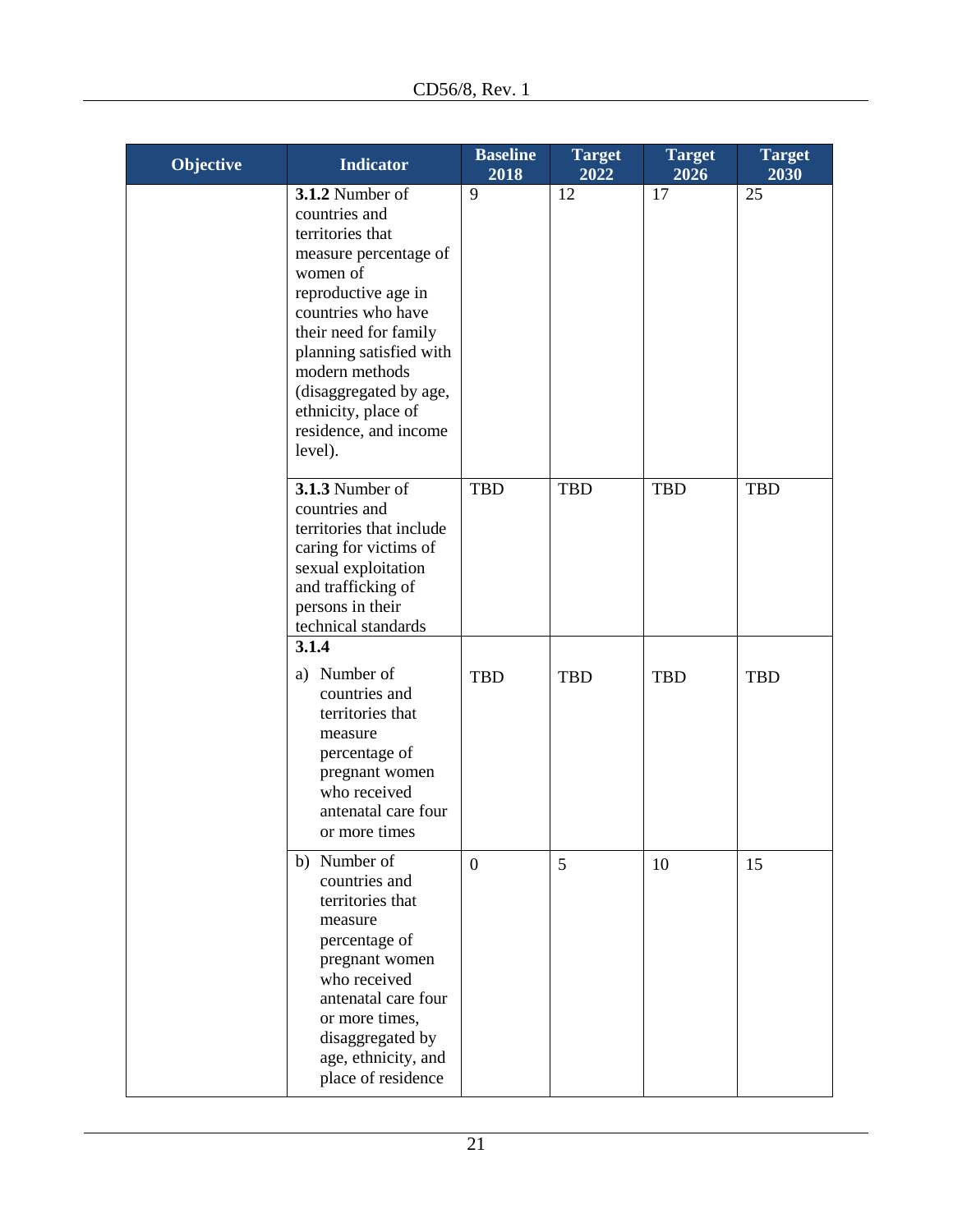| Objective | Indicator | Baseline 2018 | Target 2022 | Target 2026 | Target 2030 |
|---|---|---|---|---|---|
| | **3.1.2** Number of countries and territories that measure percentage of women of reproductive age in countries who have their need for family planning satisfied with modern methods (disaggregated by age, ethnicity, place of residence, and income level). | 9 | 12 | 17 | 25 |
| | **3.1.3** Number of countries and territories that include caring for victims of sexual exploitation and trafficking of persons in their technical standards | TBD | TBD | TBD | TBD |
| | **3.1.4** a) Number of countries and territories that measure percentage of pregnant women who received antenatal care four or more times | TBD | TBD | TBD | TBD |
| | b) Number of countries and territories that measure percentage of pregnant women who received antenatal care four or more times, disaggregated by age, ethnicity, and place of residence | 0 | 5 | 10 | 15 |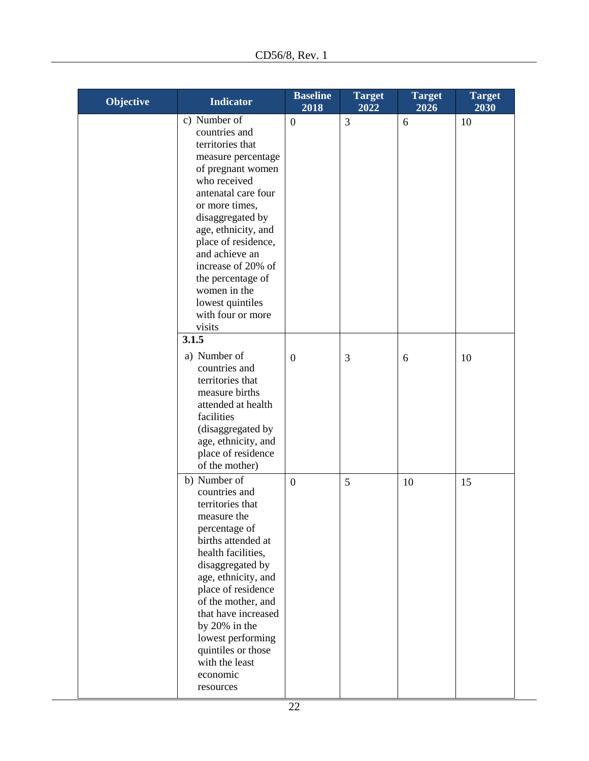| Objective | Indicator | Baseline 2018 | Target 2022 | Target 2026 | Target 2030 |
|---|---|---|---|---|---|
| | c) Number of countries and territories that measure percentage of pregnant women who received antenatal care four or more times, disaggregated by age, ethnicity, and place of residence, and achieve an increase of 20% of the percentage of women in the lowest quintiles with four or more visits | 0 | 3 | 6 | 10 |
| | **3.1.5** a) Number of countries and territories that measure births attended at health facilities (disaggregated by age, ethnicity, and place of residence of the mother) | 0 | 3 | 6 | 10 |
| | b) Number of countries and territories that measure the percentage of births attended at health facilities, disaggregated by age, ethnicity, and place of residence of the mother, and that have increased by 20% in the lowest performing quintiles or those with the least economic resources | 0 | 5 | 10 | 15 |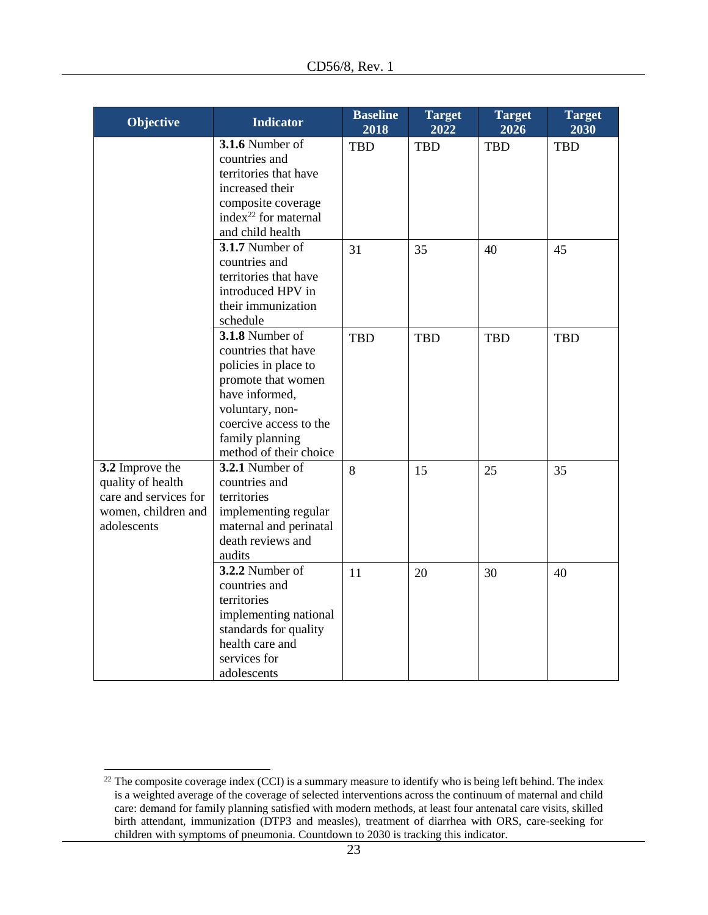| Objective | Indicator | Baseline 2018 | Target 2022 | Target 2026 | Target 2030 |
|---|---|---|---|---|---|
| | **3.1.6** Number of countries and territories that have increased their composite coverage index[22] for maternal and child health | TBD | TBD | TBD | TBD |
| | **3.1.7** Number of countries and territories that have introduced HPV in their immunization schedule | 31 | 35 | 40 | 45 |
| | **3.1.8** Number of countries that have policies in place to promote that women have informed, voluntary, non-coercive access to the family planning method of their choice | TBD | TBD | TBD | TBD |
| **3.2** Improve the quality of health care and services for women, children and adolescents | **3.2.1** Number of countries and territories implementing regular maternal and perinatal death reviews and audits | 8 | 15 | 25 | 35 |
| | **3.2.2** Number of countries and territories implementing national standards for quality health care and services for adolescents | 11 | 20 | 30 | 40 |

[22] The composite coverage index (CCI) is a summary measure to identify who is being left behind. The index is a weighted average of the coverage of selected interventions across the continuum of maternal and child care: demand for family planning satisfied with modern methods, at least four antenatal care visits, skilled birth attendant, immunization (DTP3 and measles), treatment of diarrhea with ORS, care-seeking for children with symptoms of pneumonia. Countdown to 2030 is tracking this indicator.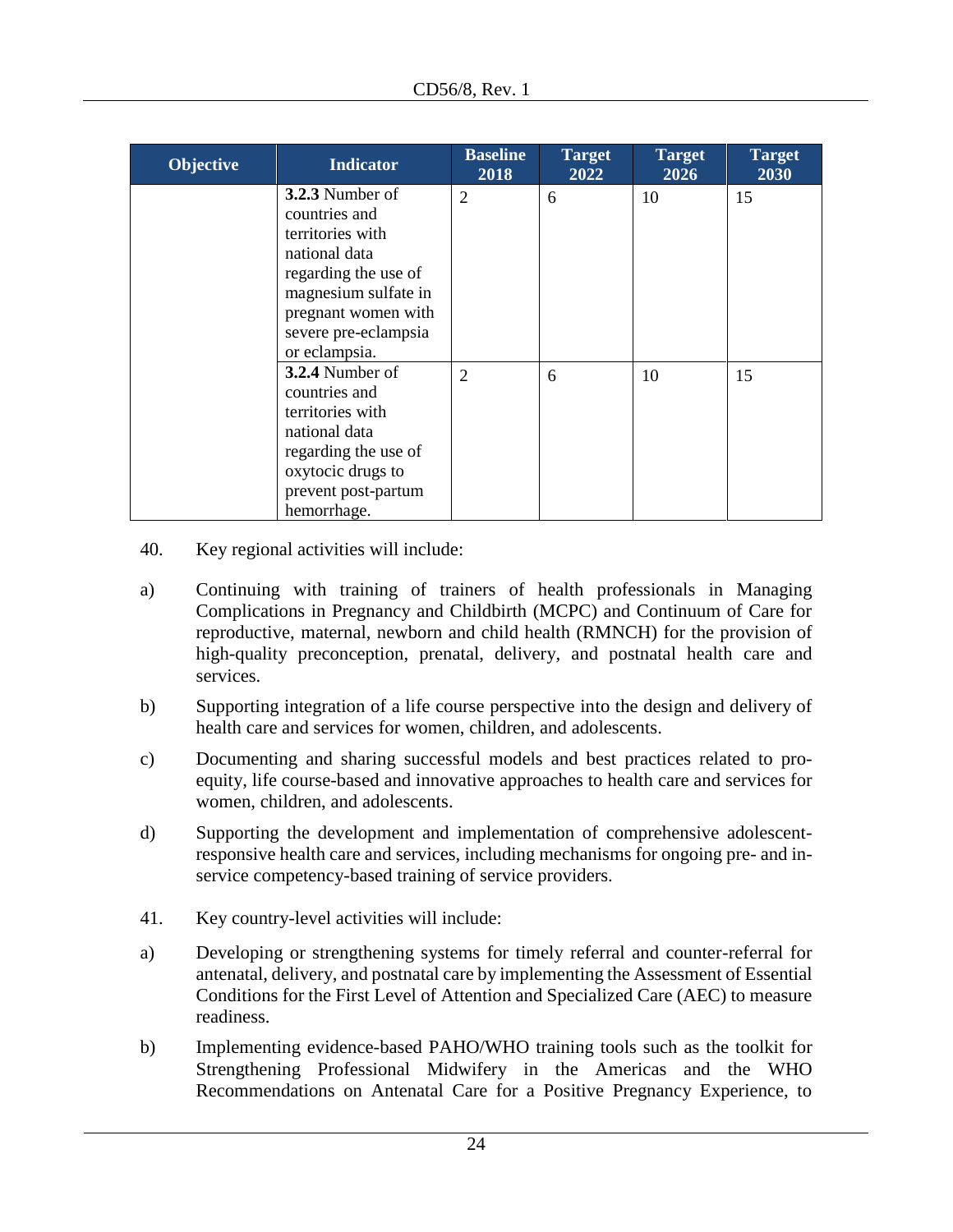| Objective | Indicator | Baseline 2018 | Target 2022 | Target 2026 | Target 2030 |
|---|---|---|---|---|---|
| | **3.2.3** Number of countries and territories with national data regarding the use of magnesium sulfate in pregnant women with severe pre-eclampsia or eclampsia. | 2 | 6 | 10 | 15 |
| | **3.2.4** Number of countries and territories with national data regarding the use of oxytocic drugs to prevent post-partum hemorrhage. | 2 | 6 | 10 | 15 |

40. Key regional activities will include:

a) Continuing with training of trainers of health professionals in Managing Complications in Pregnancy and Childbirth (MCPC) and Continuum of Care for reproductive, maternal, newborn and child health (RMNCH) for the provision of high-quality preconception, prenatal, delivery, and postnatal health care and services.

b) Supporting integration of a life course perspective into the design and delivery of health care and services for women, children, and adolescents.

c) Documenting and sharing successful models and best practices related to pro-equity, life course-based and innovative approaches to health care and services for women, children, and adolescents.

d) Supporting the development and implementation of comprehensive adolescent-responsive health care and services, including mechanisms for ongoing pre- and in-service competency-based training of service providers.

41. Key country-level activities will include:

a) Developing or strengthening systems for timely referral and counter-referral for antenatal, delivery, and postnatal care by implementing the Assessment of Essential Conditions for the First Level of Attention and Specialized Care (AEC) to measure readiness.

b) Implementing evidence-based PAHO/WHO training tools such as the toolkit for Strengthening Professional Midwifery in the Americas and the WHO Recommendations on Antenatal Care for a Positive Pregnancy Experience, to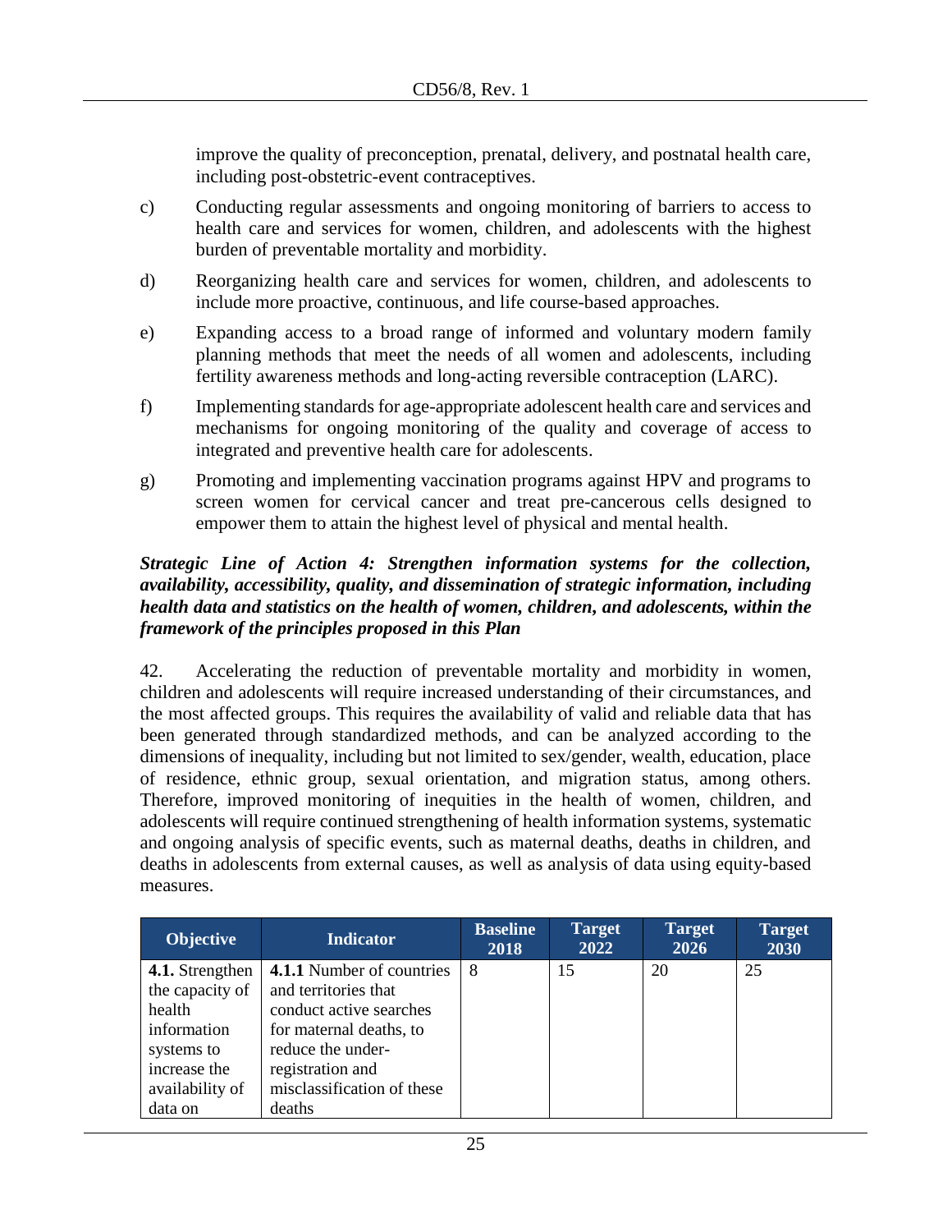improve the quality of preconception, prenatal, delivery, and postnatal health care, including post-obstetric-event contraceptives.

c) Conducting regular assessments and ongoing monitoring of barriers to access to health care and services for women, children, and adolescents with the highest burden of preventable mortality and morbidity.

d) Reorganizing health care and services for women, children, and adolescents to include more proactive, continuous, and life course-based approaches.

e) Expanding access to a broad range of informed and voluntary modern family planning methods that meet the needs of all women and adolescents, including fertility awareness methods and long-acting reversible contraception (LARC).

f) Implementing standards for age-appropriate adolescent health care and services and mechanisms for ongoing monitoring of the quality and coverage of access to integrated and preventive health care for adolescents.

g) Promoting and implementing vaccination programs against HPV and programs to screen women for cervical cancer and treat pre-cancerous cells designed to empower them to attain the highest level of physical and mental health.

***Strategic Line of Action 4: Strengthen information systems for the collection, availability, accessibility, quality, and dissemination of strategic information, including health data and statistics on the health of women, children, and adolescents, within the framework of the principles proposed in this Plan***

42. Accelerating the reduction of preventable mortality and morbidity in women, children and adolescents will require increased understanding of their circumstances, and the most affected groups. This requires the availability of valid and reliable data that has been generated through standardized methods, and can be analyzed according to the dimensions of inequality, including but not limited to sex/gender, wealth, education, place of residence, ethnic group, sexual orientation, and migration status, among others. Therefore, improved monitoring of inequities in the health of women, children, and adolescents will require continued strengthening of health information systems, systematic and ongoing analysis of specific events, such as maternal deaths, deaths in children, and deaths in adolescents from external causes, as well as analysis of data using equity-based measures.

| Objective | Indicator | Baseline 2018 | Target 2022 | Target 2026 | Target 2030 |
|---|---|---|---|---|---|
| **4.1.** Strengthen the capacity of health information systems to increase the availability of data on | **4.1.1** Number of countries and territories that conduct active searches for maternal deaths, to reduce the under-registration and misclassification of these deaths | 8 | 15 | 20 | 25 |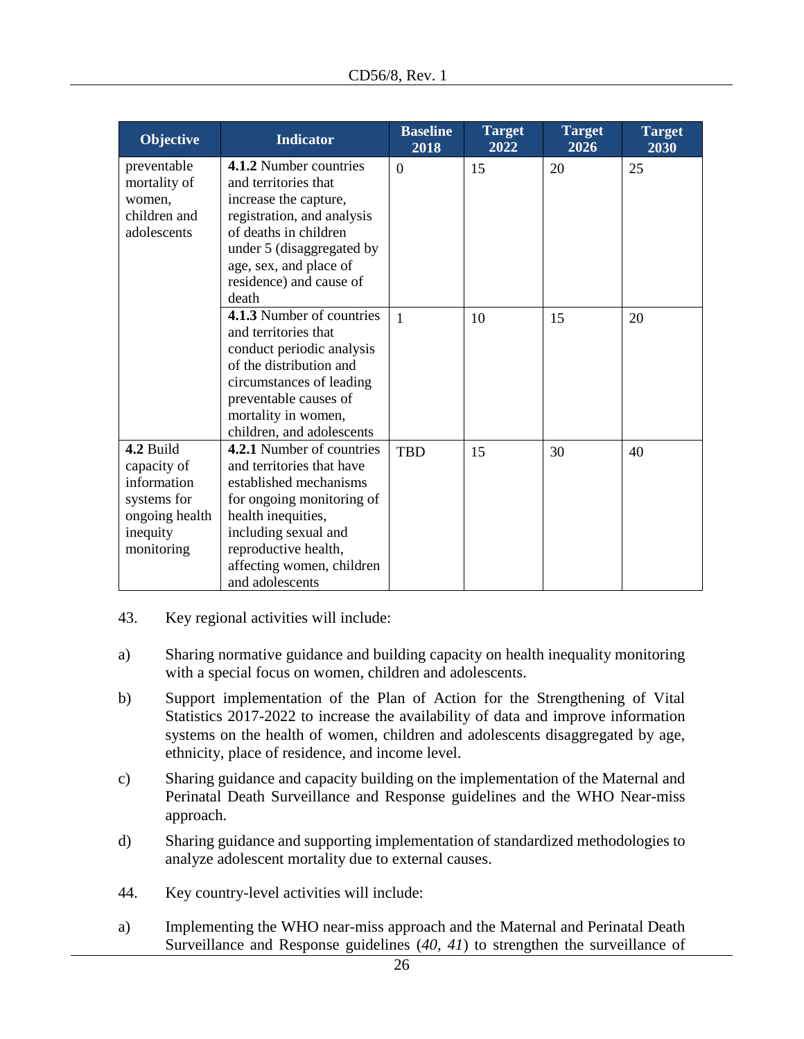| Objective | Indicator | Baseline 2018 | Target 2022 | Target 2026 | Target 2030 |
|---|---|---|---|---|---|
| preventable mortality of women, children and adolescents | **4.1.2** Number countries and territories that increase the capture, registration, and analysis of deaths in children under 5 (disaggregated by age, sex, and place of residence) and cause of death | 0 | 15 | 20 | 25 |
| | **4.1.3** Number of countries and territories that conduct periodic analysis of the distribution and circumstances of leading preventable causes of mortality in women, children, and adolescents | 1 | 10 | 15 | 20 |
| **4.2** Build capacity of information systems for ongoing health inequity monitoring | **4.2.1** Number of countries and territories that have established mechanisms for ongoing monitoring of health inequities, including sexual and reproductive health, affecting women, children and adolescents | TBD | 15 | 30 | 40 |

43. Key regional activities will include:

a) Sharing normative guidance and building capacity on health inequality monitoring with a special focus on women, children and adolescents.

b) Support implementation of the Plan of Action for the Strengthening of Vital Statistics 2017-2022 to increase the availability of data and improve information systems on the health of women, children and adolescents disaggregated by age, ethnicity, place of residence, and income level.

c) Sharing guidance and capacity building on the implementation of the Maternal and Perinatal Death Surveillance and Response guidelines and the WHO Near-miss approach.

d) Sharing guidance and supporting implementation of standardized methodologies to analyze adolescent mortality due to external causes.

44. Key country-level activities will include:

a) Implementing the WHO near-miss approach and the Maternal and Perinatal Death Surveillance and Response guidelines (*40*, *41*) to strengthen the surveillance of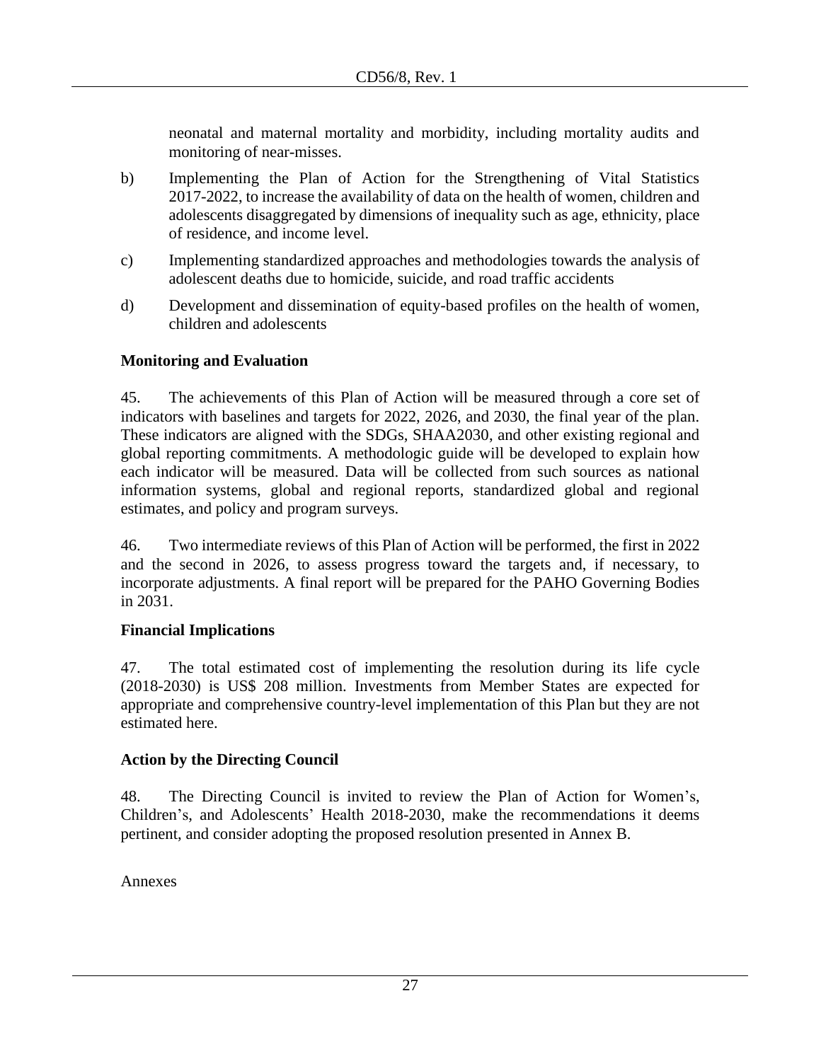neonatal and maternal mortality and morbidity, including mortality audits and monitoring of near-misses.

b) Implementing the Plan of Action for the Strengthening of Vital Statistics 2017-2022, to increase the availability of data on the health of women, children and adolescents disaggregated by dimensions of inequality such as age, ethnicity, place of residence, and income level.

c) Implementing standardized approaches and methodologies towards the analysis of adolescent deaths due to homicide, suicide, and road traffic accidents

d) Development and dissemination of equity-based profiles on the health of women, children and adolescents

**Monitoring and Evaluation**

45. The achievements of this Plan of Action will be measured through a core set of indicators with baselines and targets for 2022, 2026, and 2030, the final year of the plan. These indicators are aligned with the SDGs, SHAA2030, and other existing regional and global reporting commitments. A methodologic guide will be developed to explain how each indicator will be measured. Data will be collected from such sources as national information systems, global and regional reports, standardized global and regional estimates, and policy and program surveys.

46. Two intermediate reviews of this Plan of Action will be performed, the first in 2022 and the second in 2026, to assess progress toward the targets and, if necessary, to incorporate adjustments. A final report will be prepared for the PAHO Governing Bodies in 2031.

**Financial Implications**

47. The total estimated cost of implementing the resolution during its life cycle (2018-2030) is US$ 208 million. Investments from Member States are expected for appropriate and comprehensive country-level implementation of this Plan but they are not estimated here.

**Action by the Directing Council**

48. The Directing Council is invited to review the Plan of Action for Women's, Children's, and Adolescents' Health 2018-2030, make the recommendations it deems pertinent, and consider adopting the proposed resolution presented in Annex B.

Annexes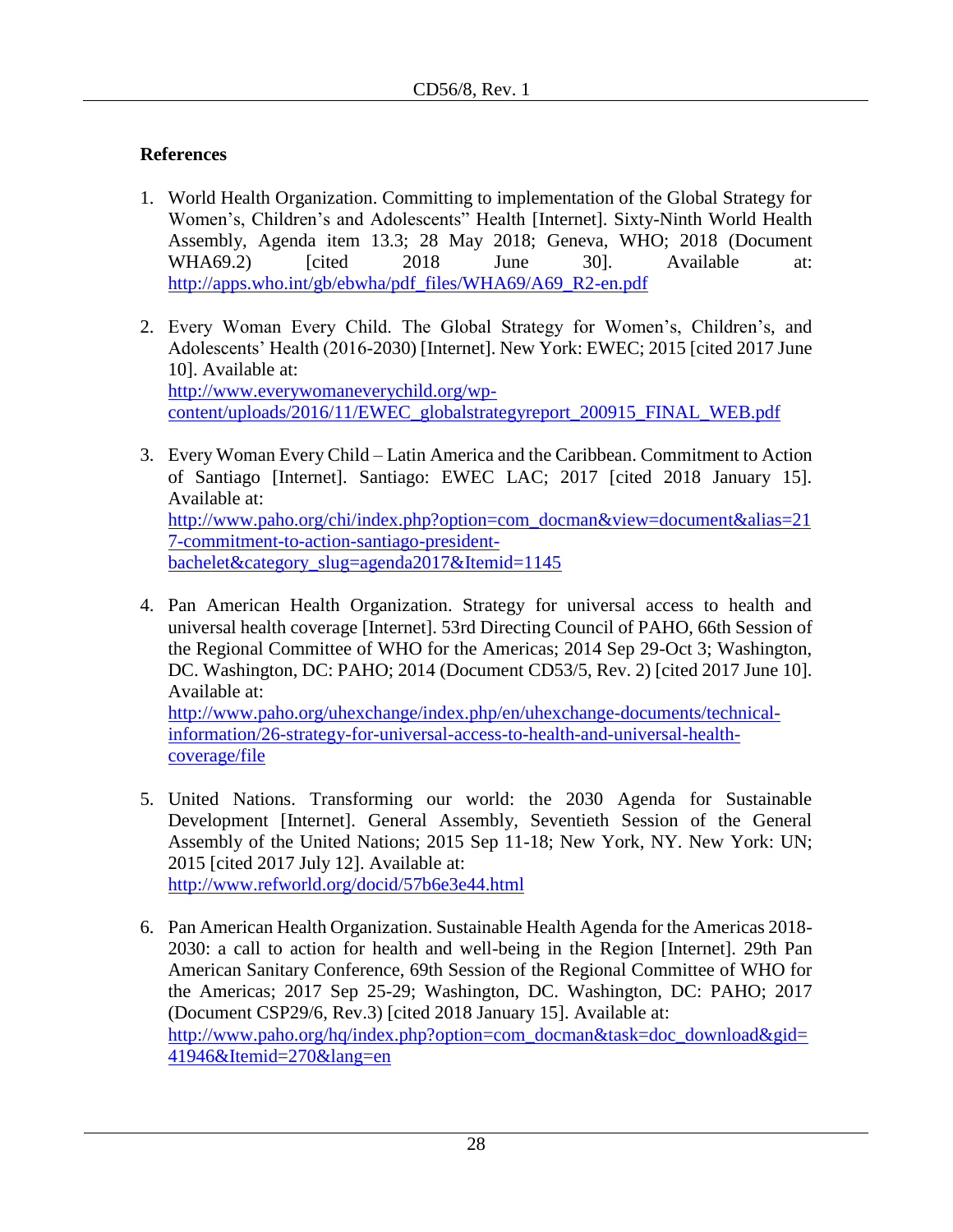**References**

1. World Health Organization. Committing to implementation of the Global Strategy for Women's, Children's and Adolescents" Health [Internet]. Sixty-Ninth World Health Assembly, Agenda item 13.3; 28 May 2018; Geneva, WHO; 2018 (Document WHA69.2) [cited 2018 June 30]. Available at: http://apps.who.int/gb/ebwha/pdf_files/WHA69/A69_R2-en.pdf

2. Every Woman Every Child. The Global Strategy for Women's, Children's, and Adolescents' Health (2016-2030) [Internet]. New York: EWEC; 2015 [cited 2017 June 10]. Available at: http://www.everywomaneverychild.org/wp-content/uploads/2016/11/EWEC_globalstrategyreport_200915_FINAL_WEB.pdf

3. Every Woman Every Child – Latin America and the Caribbean. Commitment to Action of Santiago [Internet]. Santiago: EWEC LAC; 2017 [cited 2018 January 15]. Available at: http://www.paho.org/chi/index.php?option=com_docman&view=document&alias=217-commitment-to-action-santiago-president-bachelet&category_slug=agenda2017&Itemid=1145

4. Pan American Health Organization. Strategy for universal access to health and universal health coverage [Internet]. 53rd Directing Council of PAHO, 66th Session of the Regional Committee of WHO for the Americas; 2014 Sep 29-Oct 3; Washington, DC. Washington, DC: PAHO; 2014 (Document CD53/5, Rev. 2) [cited 2017 June 10]. Available at: http://www.paho.org/uhexchange/index.php/en/uhexchange-documents/technical-information/26-strategy-for-universal-access-to-health-and-universal-health-coverage/file

5. United Nations. Transforming our world: the 2030 Agenda for Sustainable Development [Internet]. General Assembly, Seventieth Session of the General Assembly of the United Nations; 2015 Sep 11-18; New York, NY. New York: UN; 2015 [cited 2017 July 12]. Available at: http://www.refworld.org/docid/57b6e3e44.html

6. Pan American Health Organization. Sustainable Health Agenda for the Americas 2018-2030: a call to action for health and well-being in the Region [Internet]. 29th Pan American Sanitary Conference, 69th Session of the Regional Committee of WHO for the Americas; 2017 Sep 25-29; Washington, DC. Washington, DC: PAHO; 2017 (Document CSP29/6, Rev.3) [cited 2018 January 15]. Available at: http://www.paho.org/hq/index.php?option=com_docman&task=doc_download&gid=41946&Itemid=270&lang=en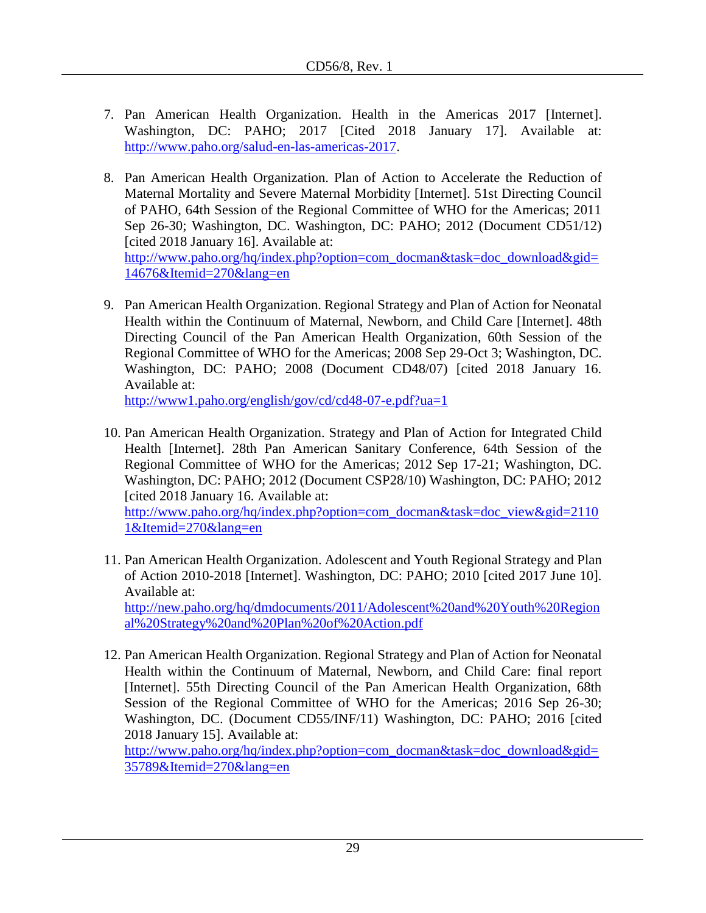7. Pan American Health Organization. Health in the Americas 2017 [Internet]. Washington, DC: PAHO; 2017 [Cited 2018 January 17]. Available at: http://www.paho.org/salud-en-las-americas-2017.

8. Pan American Health Organization. Plan of Action to Accelerate the Reduction of Maternal Mortality and Severe Maternal Morbidity [Internet]. 51st Directing Council of PAHO, 64th Session of the Regional Committee of WHO for the Americas; 2011 Sep 26-30; Washington, DC. Washington, DC: PAHO; 2012 (Document CD51/12) [cited 2018 January 16]. Available at: http://www.paho.org/hq/index.php?option=com_docman&task=doc_download&gid=14676&Itemid=270&lang=en

9. Pan American Health Organization. Regional Strategy and Plan of Action for Neonatal Health within the Continuum of Maternal, Newborn, and Child Care [Internet]. 48th Directing Council of the Pan American Health Organization, 60th Session of the Regional Committee of WHO for the Americas; 2008 Sep 29-Oct 3; Washington, DC. Washington, DC: PAHO; 2008 (Document CD48/07) [cited 2018 January 16. Available at: http://www1.paho.org/english/gov/cd/cd48-07-e.pdf?ua=1

10. Pan American Health Organization. Strategy and Plan of Action for Integrated Child Health [Internet]. 28th Pan American Sanitary Conference, 64th Session of the Regional Committee of WHO for the Americas; 2012 Sep 17-21; Washington, DC. Washington, DC: PAHO; 2012 (Document CSP28/10) Washington, DC: PAHO; 2012 [cited 2018 January 16. Available at: http://www.paho.org/hq/index.php?option=com_docman&task=doc_view&gid=21101&Itemid=270&lang=en

11. Pan American Health Organization. Adolescent and Youth Regional Strategy and Plan of Action 2010-2018 [Internet]. Washington, DC: PAHO; 2010 [cited 2017 June 10]. Available at: http://new.paho.org/hq/dmdocuments/2011/Adolescent%20and%20Youth%20Regional%20Strategy%20and%20Plan%20of%20Action.pdf

12. Pan American Health Organization. Regional Strategy and Plan of Action for Neonatal Health within the Continuum of Maternal, Newborn, and Child Care: final report [Internet]. 55th Directing Council of the Pan American Health Organization, 68th Session of the Regional Committee of WHO for the Americas; 2016 Sep 26-30; Washington, DC. (Document CD55/INF/11) Washington, DC: PAHO; 2016 [cited 2018 January 15]. Available at: http://www.paho.org/hq/index.php?option=com_docman&task=doc_download&gid=35789&Itemid=270&lang=en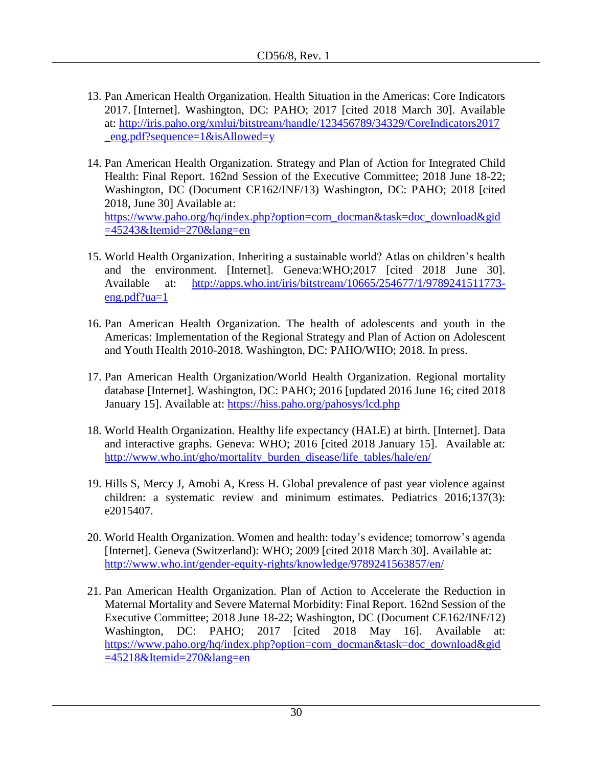13. Pan American Health Organization. Health Situation in the Americas: Core Indicators 2017. [Internet]. Washington, DC: PAHO; 2017 [cited 2018 March 30]. Available at: http://iris.paho.org/xmlui/bitstream/handle/123456789/34329/CoreIndicators2017_eng.pdf?sequence=1&isAllowed=y

14. Pan American Health Organization. Strategy and Plan of Action for Integrated Child Health: Final Report. 162nd Session of the Executive Committee; 2018 June 18-22; Washington, DC (Document CE162/INF/13) Washington, DC: PAHO; 2018 [cited 2018, June 30] Available at: https://www.paho.org/hq/index.php?option=com_docman&task=doc_download&gid=45243&Itemid=270&lang=en

15. World Health Organization. Inheriting a sustainable world? Atlas on children's health and the environment. [Internet]. Geneva:WHO;2017 [cited 2018 June 30]. Available at: http://apps.who.int/iris/bitstream/10665/254677/1/9789241511773-eng.pdf?ua=1

16. Pan American Health Organization. The health of adolescents and youth in the Americas: Implementation of the Regional Strategy and Plan of Action on Adolescent and Youth Health 2010-2018. Washington, DC: PAHO/WHO; 2018. In press.

17. Pan American Health Organization/World Health Organization. Regional mortality database [Internet]. Washington, DC: PAHO; 2016 [updated 2016 June 16; cited 2018 January 15]. Available at: https://hiss.paho.org/pahosys/lcd.php

18. World Health Organization. Healthy life expectancy (HALE) at birth. [Internet]. Data and interactive graphs. Geneva: WHO; 2016 [cited 2018 January 15]. Available at: http://www.who.int/gho/mortality_burden_disease/life_tables/hale/en/

19. Hills S, Mercy J, Amobi A, Kress H. Global prevalence of past year violence against children: a systematic review and minimum estimates. Pediatrics 2016;137(3): e2015407.

20. World Health Organization. Women and health: today's evidence; tomorrow's agenda [Internet]. Geneva (Switzerland): WHO; 2009 [cited 2018 March 30]. Available at: http://www.who.int/gender-equity-rights/knowledge/9789241563857/en/

21. Pan American Health Organization. Plan of Action to Accelerate the Reduction in Maternal Mortality and Severe Maternal Morbidity: Final Report. 162nd Session of the Executive Committee; 2018 June 18-22; Washington, DC (Document CE162/INF/12) Washington, DC: PAHO; 2017 [cited 2018 May 16]. Available at: https://www.paho.org/hq/index.php?option=com_docman&task=doc_download&gid=45218&Itemid=270&lang=en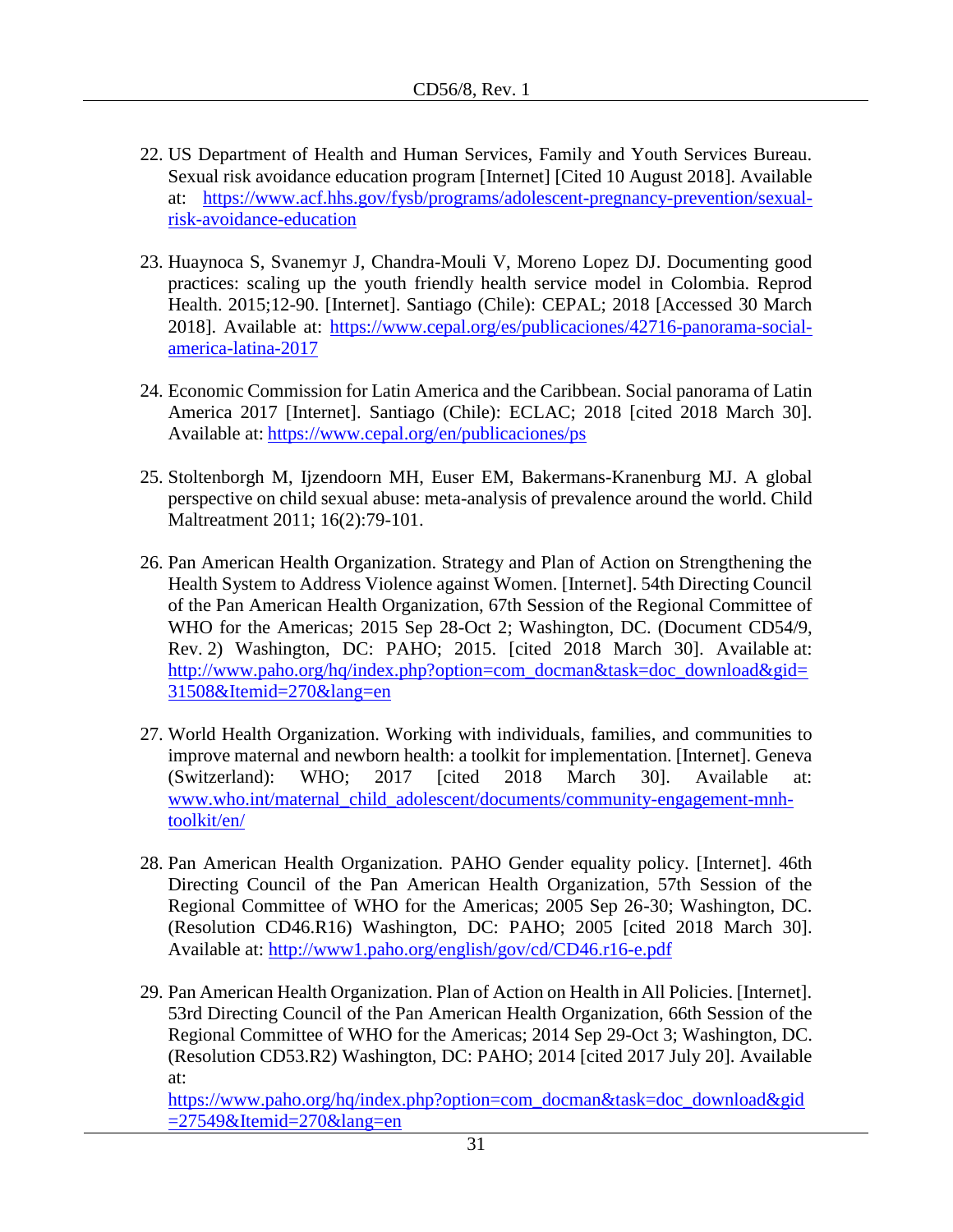22. US Department of Health and Human Services, Family and Youth Services Bureau. Sexual risk avoidance education program [Internet] [Cited 10 August 2018]. Available at: https://www.acf.hhs.gov/fysb/programs/adolescent-pregnancy-prevention/sexual-risk-avoidance-education

23. Huaynoca S, Svanemyr J, Chandra-Mouli V, Moreno Lopez DJ. Documenting good practices: scaling up the youth friendly health service model in Colombia. Reprod Health. 2015;12-90. [Internet]. Santiago (Chile): CEPAL; 2018 [Accessed 30 March 2018]. Available at: https://www.cepal.org/es/publicaciones/42716-panorama-social-america-latina-2017

24. Economic Commission for Latin America and the Caribbean. Social panorama of Latin America 2017 [Internet]. Santiago (Chile): ECLAC; 2018 [cited 2018 March 30]. Available at: https://www.cepal.org/en/publicaciones/ps

25. Stoltenborgh M, Ijzendoorn MH, Euser EM, Bakermans-Kranenburg MJ. A global perspective on child sexual abuse: meta-analysis of prevalence around the world. Child Maltreatment 2011; 16(2):79-101.

26. Pan American Health Organization. Strategy and Plan of Action on Strengthening the Health System to Address Violence against Women. [Internet]. 54th Directing Council of the Pan American Health Organization, 67th Session of the Regional Committee of WHO for the Americas; 2015 Sep 28-Oct 2; Washington, DC. (Document CD54/9, Rev. 2) Washington, DC: PAHO; 2015. [cited 2018 March 30]. Available at: http://www.paho.org/hq/index.php?option=com_docman&task=doc_download&gid=31508&Itemid=270&lang=en

27. World Health Organization. Working with individuals, families, and communities to improve maternal and newborn health: a toolkit for implementation. [Internet]. Geneva (Switzerland): WHO; 2017 [cited 2018 March 30]. Available at: www.who.int/maternal_child_adolescent/documents/community-engagement-mnh-toolkit/en/

28. Pan American Health Organization. PAHO Gender equality policy. [Internet]. 46th Directing Council of the Pan American Health Organization, 57th Session of the Regional Committee of WHO for the Americas; 2005 Sep 26-30; Washington, DC. (Resolution CD46.R16) Washington, DC: PAHO; 2005 [cited 2018 March 30]. Available at: http://www1.paho.org/english/gov/cd/CD46.r16-e.pdf

29. Pan American Health Organization. Plan of Action on Health in All Policies. [Internet]. 53rd Directing Council of the Pan American Health Organization, 66th Session of the Regional Committee of WHO for the Americas; 2014 Sep 29-Oct 3; Washington, DC. (Resolution CD53.R2) Washington, DC: PAHO; 2014 [cited 2017 July 20]. Available at: https://www.paho.org/hq/index.php?option=com_docman&task=doc_download&gid=27549&Itemid=270&lang=en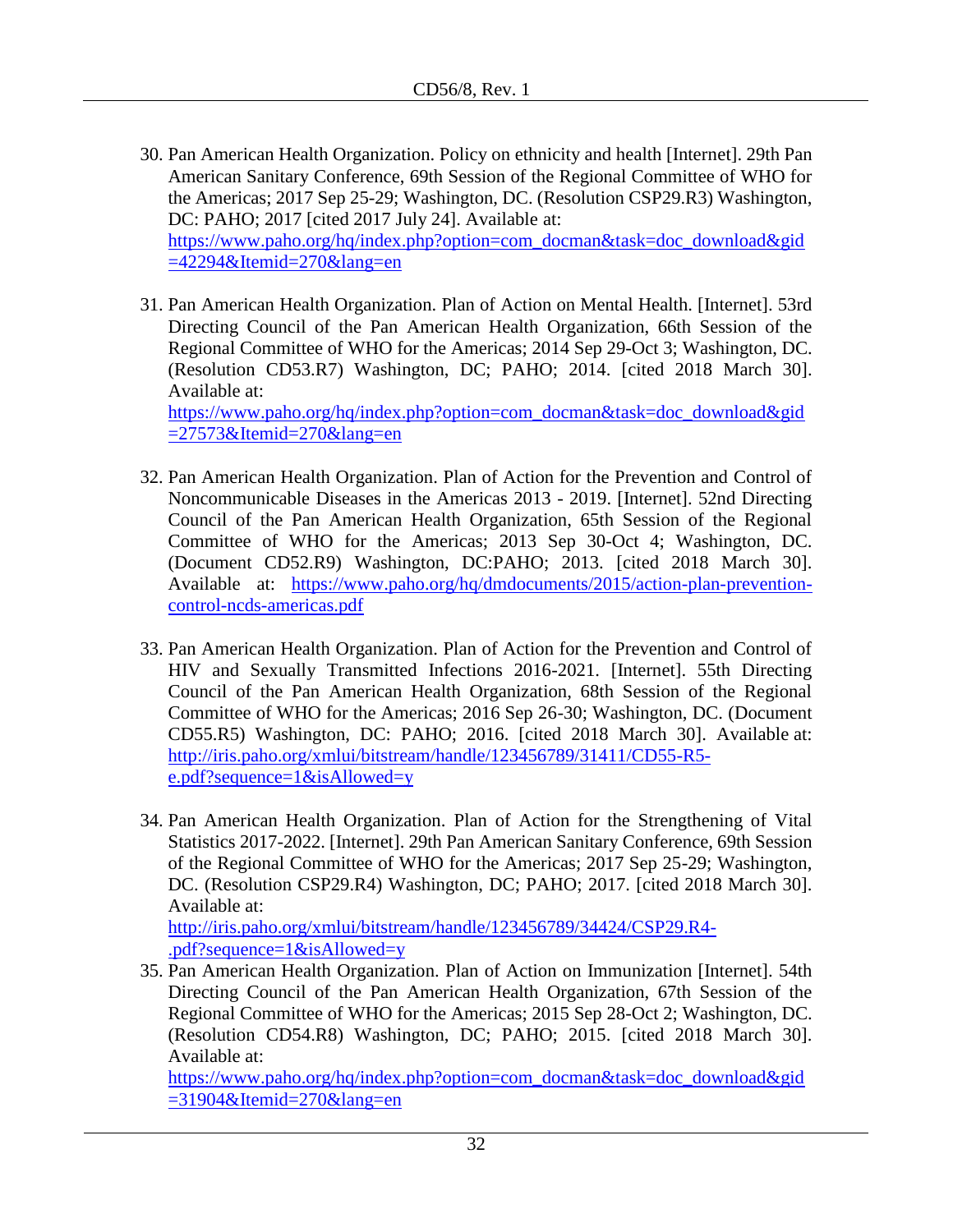30. Pan American Health Organization. Policy on ethnicity and health [Internet]. 29th Pan American Sanitary Conference, 69th Session of the Regional Committee of WHO for the Americas; 2017 Sep 25-29; Washington, DC. (Resolution CSP29.R3) Washington, DC: PAHO; 2017 [cited 2017 July 24]. Available at: https://www.paho.org/hq/index.php?option=com_docman&task=doc_download&gid=42294&Itemid=270&lang=en

31. Pan American Health Organization. Plan of Action on Mental Health. [Internet]. 53rd Directing Council of the Pan American Health Organization, 66th Session of the Regional Committee of WHO for the Americas; 2014 Sep 29-Oct 3; Washington, DC. (Resolution CD53.R7) Washington, DC; PAHO; 2014. [cited 2018 March 30]. Available at: https://www.paho.org/hq/index.php?option=com_docman&task=doc_download&gid=27573&Itemid=270&lang=en

32. Pan American Health Organization. Plan of Action for the Prevention and Control of Noncommunicable Diseases in the Americas 2013 - 2019. [Internet]. 52nd Directing Council of the Pan American Health Organization, 65th Session of the Regional Committee of WHO for the Americas; 2013 Sep 30-Oct 4; Washington, DC. (Document CD52.R9) Washington, DC:PAHO; 2013. [cited 2018 March 30]. Available at: https://www.paho.org/hq/dmdocuments/2015/action-plan-prevention-control-ncds-americas.pdf

33. Pan American Health Organization. Plan of Action for the Prevention and Control of HIV and Sexually Transmitted Infections 2016-2021. [Internet]. 55th Directing Council of the Pan American Health Organization, 68th Session of the Regional Committee of WHO for the Americas; 2016 Sep 26-30; Washington, DC. (Document CD55.R5) Washington, DC: PAHO; 2016. [cited 2018 March 30]. Available at: http://iris.paho.org/xmlui/bitstream/handle/123456789/31411/CD55-R5-e.pdf?sequence=1&isAllowed=y

34. Pan American Health Organization. Plan of Action for the Strengthening of Vital Statistics 2017-2022. [Internet]. 29th Pan American Sanitary Conference, 69th Session of the Regional Committee of WHO for the Americas; 2017 Sep 25-29; Washington, DC. (Resolution CSP29.R4) Washington, DC; PAHO; 2017. [cited 2018 March 30]. Available at: http://iris.paho.org/xmlui/bitstream/handle/123456789/34424/CSP29.R4-.pdf?sequence=1&isAllowed=y

35. Pan American Health Organization. Plan of Action on Immunization [Internet]. 54th Directing Council of the Pan American Health Organization, 67th Session of the Regional Committee of WHO for the Americas; 2015 Sep 28-Oct 2; Washington, DC. (Resolution CD54.R8) Washington, DC; PAHO; 2015. [cited 2018 March 30]. Available at: https://www.paho.org/hq/index.php?option=com_docman&task=doc_download&gid=31904&Itemid=270&lang=en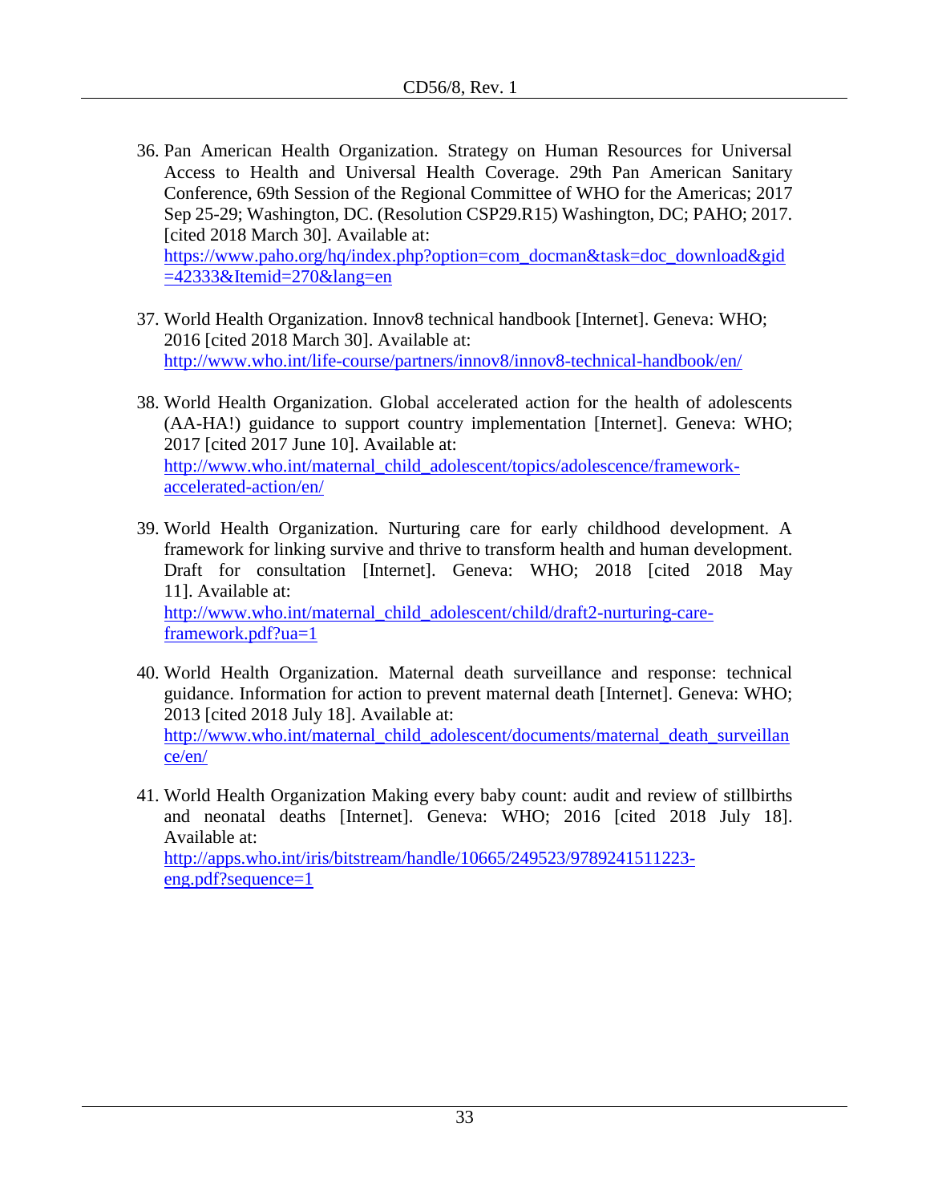36. Pan American Health Organization. Strategy on Human Resources for Universal Access to Health and Universal Health Coverage. 29th Pan American Sanitary Conference, 69th Session of the Regional Committee of WHO for the Americas; 2017 Sep 25-29; Washington, DC. (Resolution CSP29.R15) Washington, DC; PAHO; 2017. [cited 2018 March 30]. Available at: https://www.paho.org/hq/index.php?option=com_docman&task=doc_download&gid=42333&Itemid=270&lang=en

37. World Health Organization. Innov8 technical handbook [Internet]. Geneva: WHO; 2016 [cited 2018 March 30]. Available at: http://www.who.int/life-course/partners/innov8/innov8-technical-handbook/en/

38. World Health Organization. Global accelerated action for the health of adolescents (AA-HA!) guidance to support country implementation [Internet]. Geneva: WHO; 2017 [cited 2017 June 10]. Available at: http://www.who.int/maternal_child_adolescent/topics/adolescence/framework-accelerated-action/en/

39. World Health Organization. Nurturing care for early childhood development. A framework for linking survive and thrive to transform health and human development. Draft for consultation [Internet]. Geneva: WHO; 2018 [cited 2018 May 11]. Available at: http://www.who.int/maternal_child_adolescent/child/draft2-nurturing-care-framework.pdf?ua=1

40. World Health Organization. Maternal death surveillance and response: technical guidance. Information for action to prevent maternal death [Internet]. Geneva: WHO; 2013 [cited 2018 July 18]. Available at: http://www.who.int/maternal_child_adolescent/documents/maternal_death_surveillance/en/

41. World Health Organization Making every baby count: audit and review of stillbirths and neonatal deaths [Internet]. Geneva: WHO; 2016 [cited 2018 July 18]. Available at: http://apps.who.int/iris/bitstream/handle/10665/249523/9789241511223-eng.pdf?sequence=1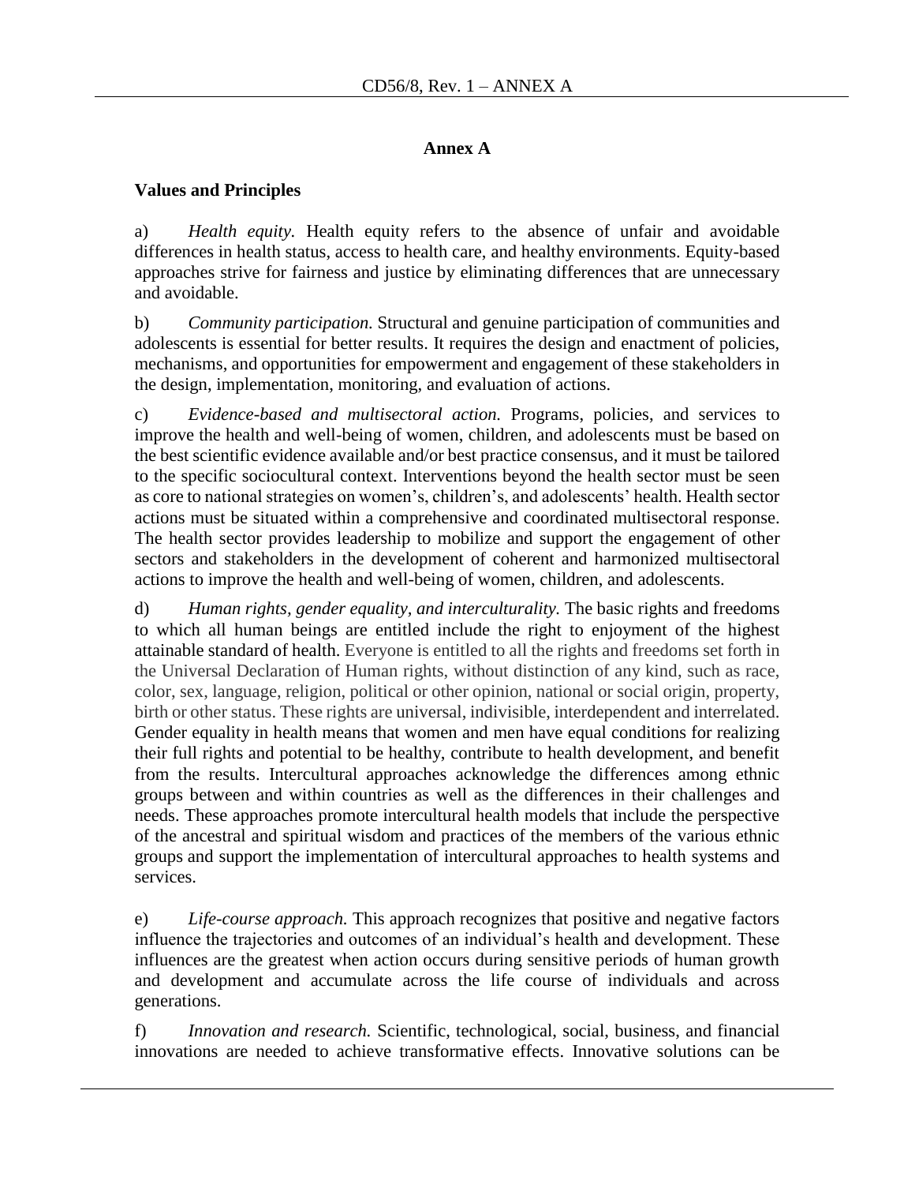**Annex A**

**Values and Principles**

a) *Health equity.* Health equity refers to the absence of unfair and avoidable differences in health status, access to health care, and healthy environments. Equity-based approaches strive for fairness and justice by eliminating differences that are unnecessary and avoidable.

b) *Community participation.* Structural and genuine participation of communities and adolescents is essential for better results. It requires the design and enactment of policies, mechanisms, and opportunities for empowerment and engagement of these stakeholders in the design, implementation, monitoring, and evaluation of actions.

c) *Evidence-based and multisectoral action.* Programs, policies, and services to improve the health and well-being of women, children, and adolescents must be based on the best scientific evidence available and/or best practice consensus, and it must be tailored to the specific sociocultural context. Interventions beyond the health sector must be seen as core to national strategies on women's, children's, and adolescents' health. Health sector actions must be situated within a comprehensive and coordinated multisectoral response. The health sector provides leadership to mobilize and support the engagement of other sectors and stakeholders in the development of coherent and harmonized multisectoral actions to improve the health and well-being of women, children, and adolescents.

d) *Human rights, gender equality, and interculturality.* The basic rights and freedoms to which all human beings are entitled include the right to enjoyment of the highest attainable standard of health. Everyone is entitled to all the rights and freedoms set forth in the Universal Declaration of Human rights, without distinction of any kind, such as race, color, sex, language, religion, political or other opinion, national or social origin, property, birth or other status. These rights are universal, indivisible, interdependent and interrelated. Gender equality in health means that women and men have equal conditions for realizing their full rights and potential to be healthy, contribute to health development, and benefit from the results. Intercultural approaches acknowledge the differences among ethnic groups between and within countries as well as the differences in their challenges and needs. These approaches promote intercultural health models that include the perspective of the ancestral and spiritual wisdom and practices of the members of the various ethnic groups and support the implementation of intercultural approaches to health systems and services.

e) *Life-course approach.* This approach recognizes that positive and negative factors influence the trajectories and outcomes of an individual's health and development. These influences are the greatest when action occurs during sensitive periods of human growth and development and accumulate across the life course of individuals and across generations.

f) *Innovation and research.* Scientific, technological, social, business, and financial innovations are needed to achieve transformative effects. Innovative solutions can be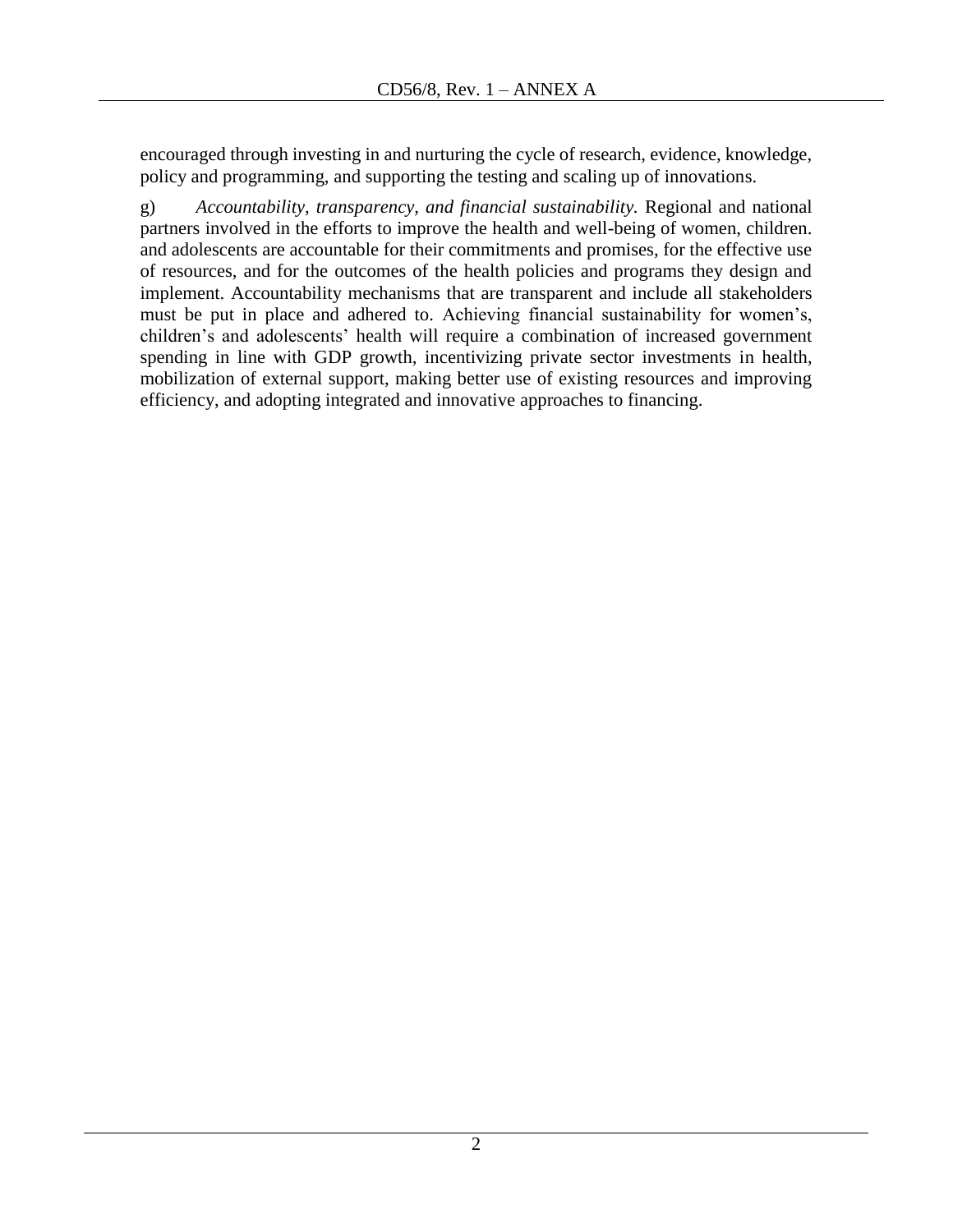encouraged through investing in and nurturing the cycle of research, evidence, knowledge, policy and programming, and supporting the testing and scaling up of innovations.

g) *Accountability, transparency, and financial sustainability.* Regional and national partners involved in the efforts to improve the health and well-being of women, children. and adolescents are accountable for their commitments and promises, for the effective use of resources, and for the outcomes of the health policies and programs they design and implement. Accountability mechanisms that are transparent and include all stakeholders must be put in place and adhered to. Achieving financial sustainability for women's, children's and adolescents' health will require a combination of increased government spending in line with GDP growth, incentivizing private sector investments in health, mobilization of external support, making better use of existing resources and improving efficiency, and adopting integrated and innovative approaches to financing.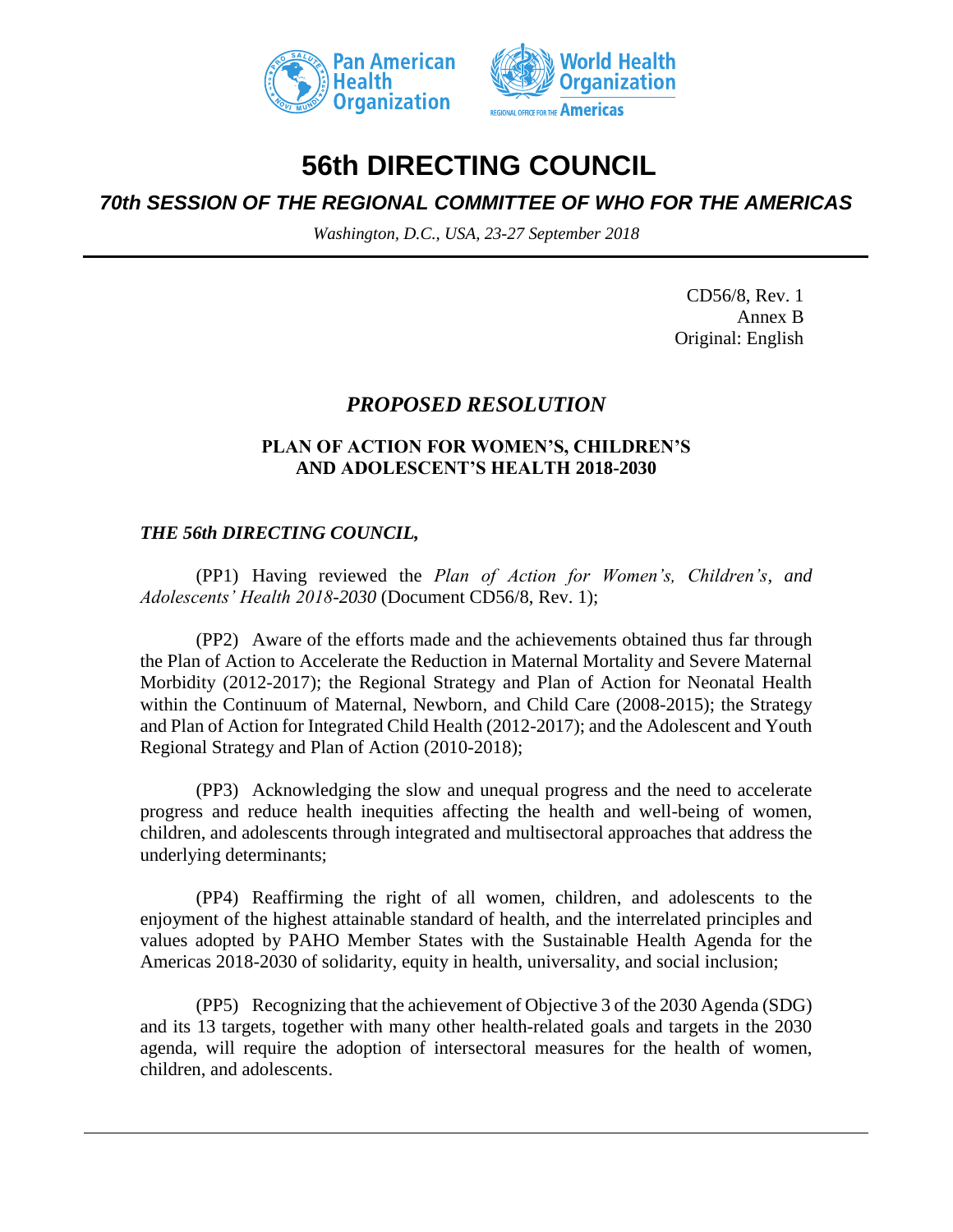# 56th DIRECTING COUNCIL

## *70th SESSION OF THE REGIONAL COMMITTEE OF WHO FOR THE AMERICAS*

*Washington, D.C., USA, 23-27 September 2018*

CD56/8, Rev. 1
Annex B
Original: English

## *PROPOSED RESOLUTION*

### PLAN OF ACTION FOR WOMEN'S, CHILDREN'S AND ADOLESCENT'S HEALTH 2018-2030

***THE 56th DIRECTING COUNCIL,***

(PP1) Having reviewed the *Plan of Action for Women's, Children's, and Adolescents' Health 2018-2030* (Document CD56/8, Rev. 1);

(PP2) Aware of the efforts made and the achievements obtained thus far through the Plan of Action to Accelerate the Reduction in Maternal Mortality and Severe Maternal Morbidity (2012-2017); the Regional Strategy and Plan of Action for Neonatal Health within the Continuum of Maternal, Newborn, and Child Care (2008-2015); the Strategy and Plan of Action for Integrated Child Health (2012-2017); and the Adolescent and Youth Regional Strategy and Plan of Action (2010-2018);

(PP3) Acknowledging the slow and unequal progress and the need to accelerate progress and reduce health inequities affecting the health and well-being of women, children, and adolescents through integrated and multisectoral approaches that address the underlying determinants;

(PP4) Reaffirming the right of all women, children, and adolescents to the enjoyment of the highest attainable standard of health, and the interrelated principles and values adopted by PAHO Member States with the Sustainable Health Agenda for the Americas 2018-2030 of solidarity, equity in health, universality, and social inclusion;

(PP5) Recognizing that the achievement of Objective 3 of the 2030 Agenda (SDG) and its 13 targets, together with many other health-related goals and targets in the 2030 agenda, will require the adoption of intersectoral measures for the health of women, children, and adolescents.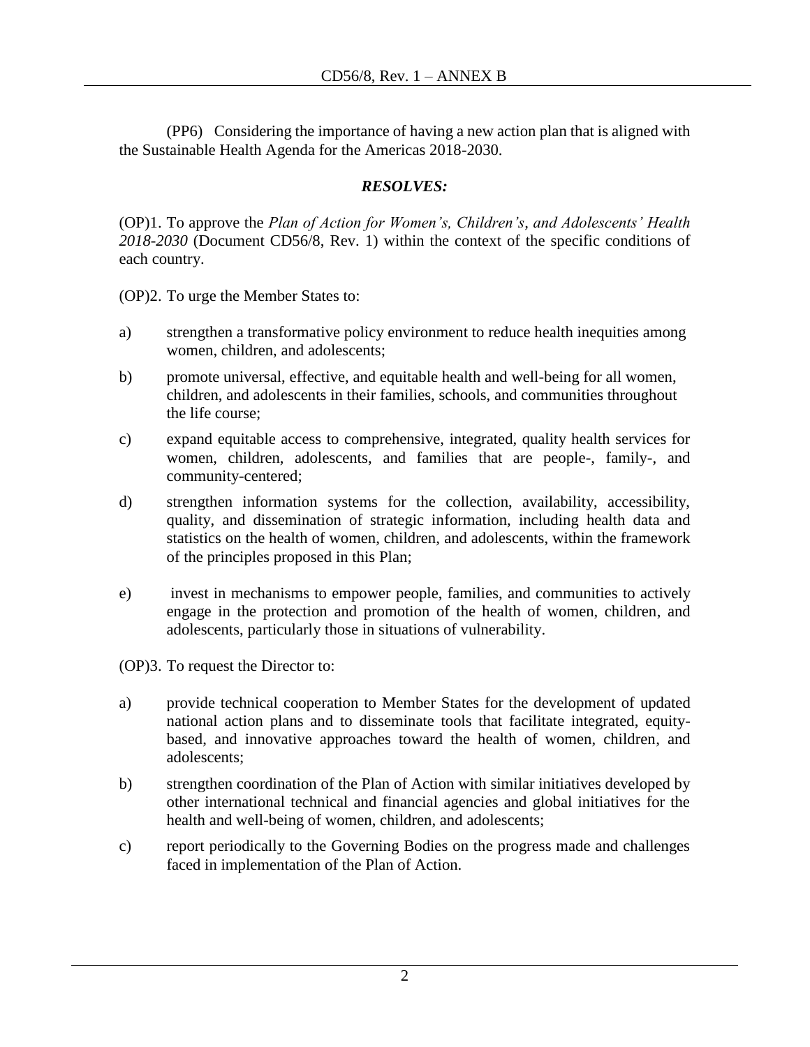(PP6) Considering the importance of having a new action plan that is aligned with the Sustainable Health Agenda for the Americas 2018-2030.

***RESOLVES:***

(OP)1. To approve the *Plan of Action for Women's, Children's, and Adolescents' Health 2018-2030* (Document CD56/8, Rev. 1) within the context of the specific conditions of each country.

(OP)2. To urge the Member States to:

a) strengthen a transformative policy environment to reduce health inequities among women, children, and adolescents;

b) promote universal, effective, and equitable health and well-being for all women, children, and adolescents in their families, schools, and communities throughout the life course;

c) expand equitable access to comprehensive, integrated, quality health services for women, children, adolescents, and families that are people-, family-, and community-centered;

d) strengthen information systems for the collection, availability, accessibility, quality, and dissemination of strategic information, including health data and statistics on the health of women, children, and adolescents, within the framework of the principles proposed in this Plan;

e) invest in mechanisms to empower people, families, and communities to actively engage in the protection and promotion of the health of women, children, and adolescents, particularly those in situations of vulnerability.

(OP)3. To request the Director to:

a) provide technical cooperation to Member States for the development of updated national action plans and to disseminate tools that facilitate integrated, equity-based, and innovative approaches toward the health of women, children, and adolescents;

b) strengthen coordination of the Plan of Action with similar initiatives developed by other international technical and financial agencies and global initiatives for the health and well-being of women, children, and adolescents;

c) report periodically to the Governing Bodies on the progress made and challenges faced in implementation of the Plan of Action.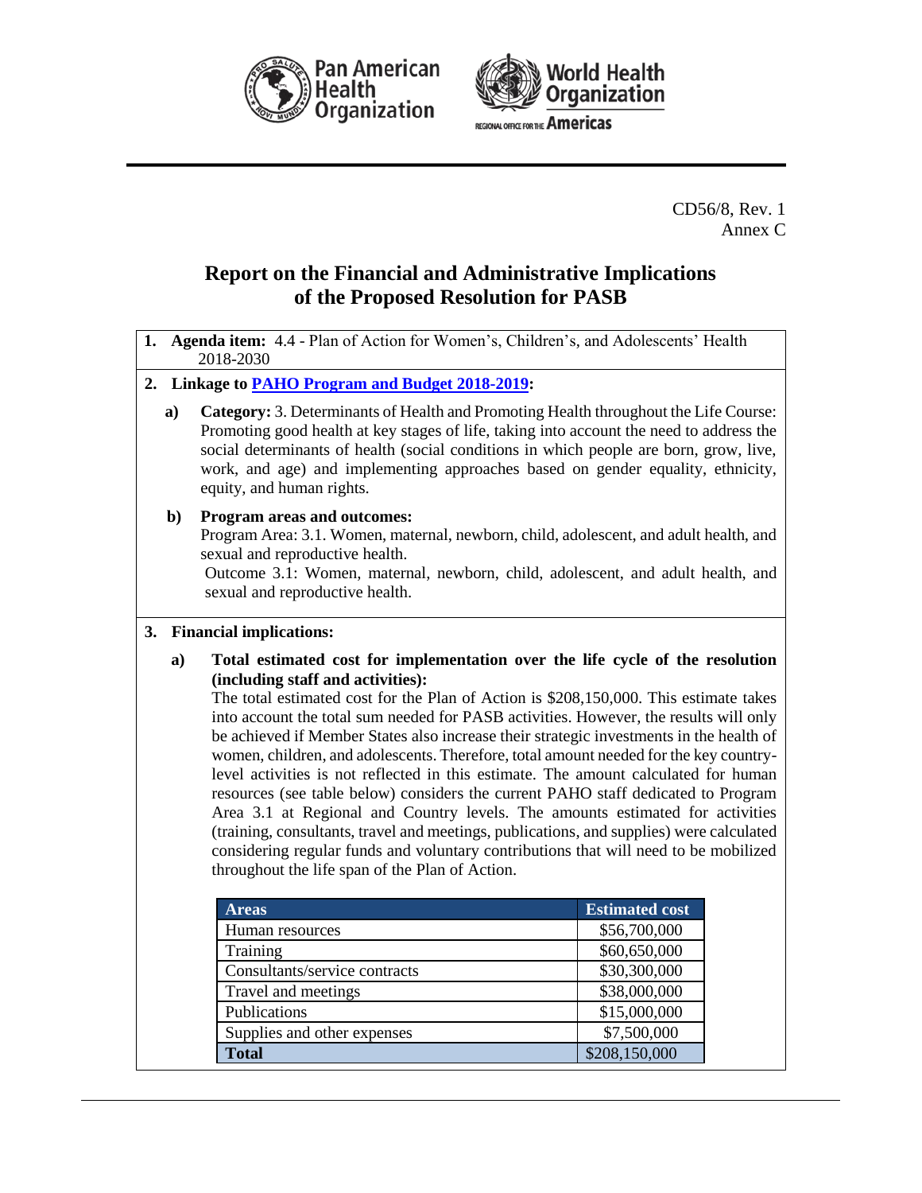CD56/8, Rev. 1
Annex C

# Report on the Financial and Administrative Implications of the Proposed Resolution for PASB

**1. Agenda item:** 4.4 - Plan of Action for Women's, Children's, and Adolescents' Health 2018-2030

**2. Linkage to PAHO Program and Budget 2018-2019:**

**a) Category:** 3. Determinants of Health and Promoting Health throughout the Life Course: Promoting good health at key stages of life, taking into account the need to address the social determinants of health (social conditions in which people are born, grow, live, work, and age) and implementing approaches based on gender equality, ethnicity, equity, and human rights.

**b) Program areas and outcomes:**
Program Area: 3.1. Women, maternal, newborn, child, adolescent, and adult health, and sexual and reproductive health.
Outcome 3.1: Women, maternal, newborn, child, adolescent, and adult health, and sexual and reproductive health.

**3. Financial implications:**

**a) Total estimated cost for implementation over the life cycle of the resolution (including staff and activities):**
The total estimated cost for the Plan of Action is $208,150,000. This estimate takes into account the total sum needed for PASB activities. However, the results will only be achieved if Member States also increase their strategic investments in the health of women, children, and adolescents. Therefore, total amount needed for the key country-level activities is not reflected in this estimate. The amount calculated for human resources (see table below) considers the current PAHO staff dedicated to Program Area 3.1 at Regional and Country levels. The amounts estimated for activities (training, consultants, travel and meetings, publications, and supplies) were calculated considering regular funds and voluntary contributions that will need to be mobilized throughout the life span of the Plan of Action.

| Areas | Estimated cost |
|---|---|
| Human resources | $56,700,000 |
| Training | $60,650,000 |
| Consultants/service contracts | $30,300,000 |
| Travel and meetings | $38,000,000 |
| Publications | $15,000,000 |
| Supplies and other expenses | $7,500,000 |
| **Total** | $208,150,000 |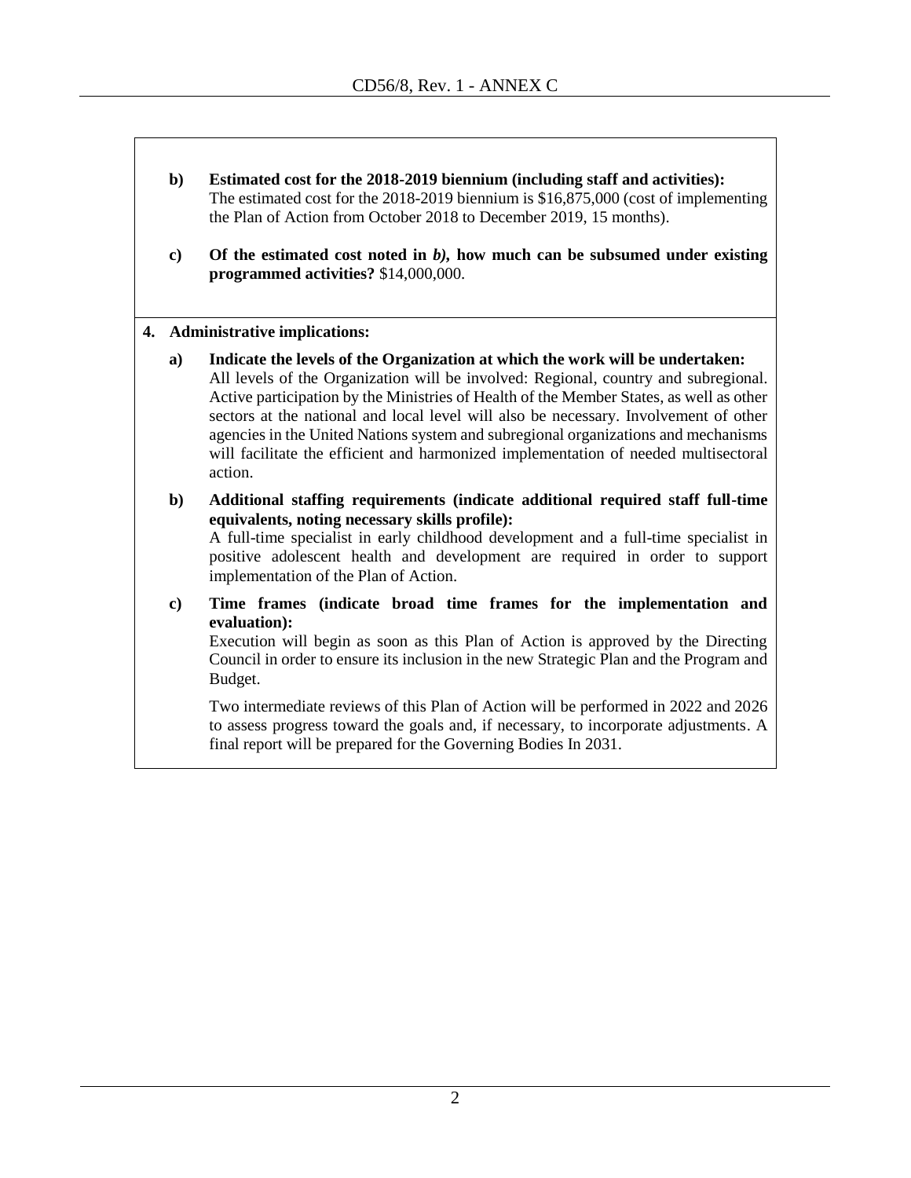**b) Estimated cost for the 2018-2019 biennium (including staff and activities):**
The estimated cost for the 2018-2019 biennium is $16,875,000 (cost of implementing the Plan of Action from October 2018 to December 2019, 15 months).

**c) Of the estimated cost noted in *b)*, how much can be subsumed under existing programmed activities?** $14,000,000.

**4. Administrative implications:**

**a) Indicate the levels of the Organization at which the work will be undertaken:**
All levels of the Organization will be involved: Regional, country and subregional. Active participation by the Ministries of Health of the Member States, as well as other sectors at the national and local level will also be necessary. Involvement of other agencies in the United Nations system and subregional organizations and mechanisms will facilitate the efficient and harmonized implementation of needed multisectoral action.

**b) Additional staffing requirements (indicate additional required staff full-time equivalents, noting necessary skills profile):**
A full-time specialist in early childhood development and a full-time specialist in positive adolescent health and development are required in order to support implementation of the Plan of Action.

**c) Time frames (indicate broad time frames for the implementation and evaluation):**
Execution will begin as soon as this Plan of Action is approved by the Directing Council in order to ensure its inclusion in the new Strategic Plan and the Program and Budget.

Two intermediate reviews of this Plan of Action will be performed in 2022 and 2026 to assess progress toward the goals and, if necessary, to incorporate adjustments. A final report will be prepared for the Governing Bodies In 2031.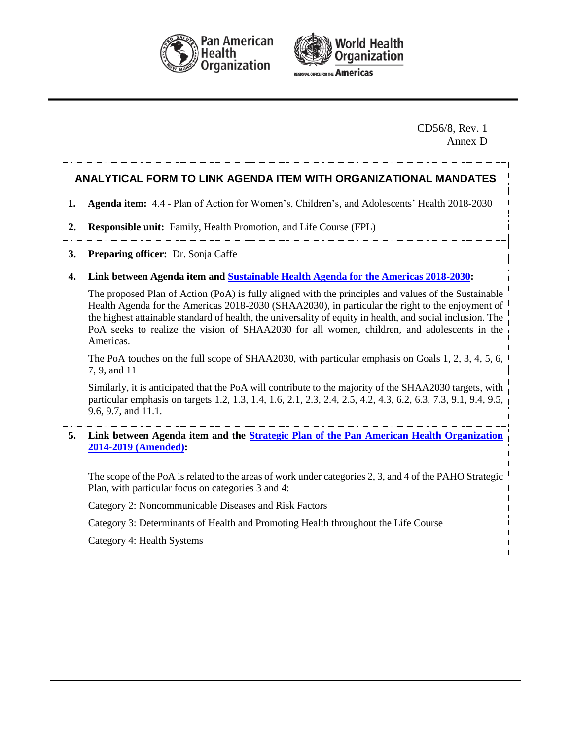CD56/8, Rev. 1
Annex D

## ANALYTICAL FORM TO LINK AGENDA ITEM WITH ORGANIZATIONAL MANDATES

**1. Agenda item:** 4.4 - Plan of Action for Women's, Children's, and Adolescents' Health 2018-2030

**2. Responsible unit:** Family, Health Promotion, and Life Course (FPL)

**3. Preparing officer:** Dr. Sonja Caffe

**4. Link between Agenda item and Sustainable Health Agenda for the Americas 2018-2030:**

The proposed Plan of Action (PoA) is fully aligned with the principles and values of the Sustainable Health Agenda for the Americas 2018-2030 (SHAA2030), in particular the right to the enjoyment of the highest attainable standard of health, the universality of equity in health, and social inclusion. The PoA seeks to realize the vision of SHAA2030 for all women, children, and adolescents in the Americas.

The PoA touches on the full scope of SHAA2030, with particular emphasis on Goals 1, 2, 3, 4, 5, 6, 7, 9, and 11

Similarly, it is anticipated that the PoA will contribute to the majority of the SHAA2030 targets, with particular emphasis on targets 1.2, 1.3, 1.4, 1.6, 2.1, 2.3, 2.4, 2.5, 4.2, 4.3, 6.2, 6.3, 7.3, 9.1, 9.4, 9.5, 9.6, 9.7, and 11.1.

**5. Link between Agenda item and the Strategic Plan of the Pan American Health Organization 2014-2019 (Amended):**

The scope of the PoA is related to the areas of work under categories 2, 3, and 4 of the PAHO Strategic Plan, with particular focus on categories 3 and 4:

Category 2: Noncommunicable Diseases and Risk Factors

Category 3: Determinants of Health and Promoting Health throughout the Life Course

Category 4: Health Systems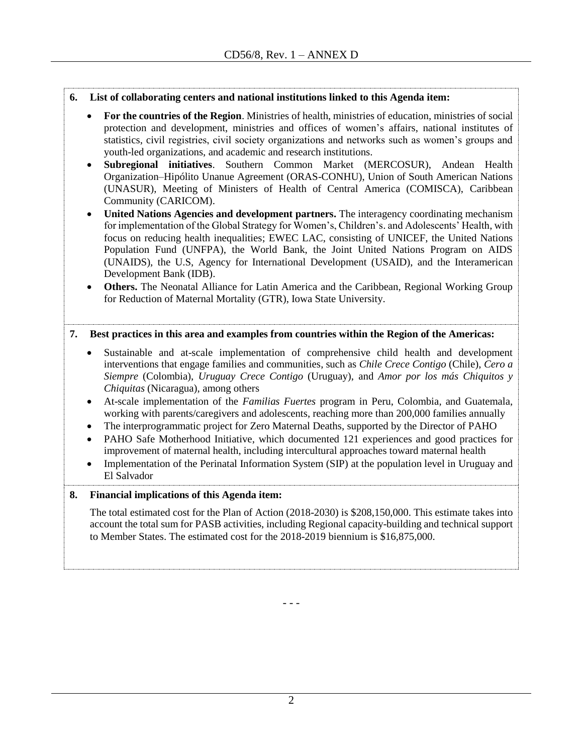**6. List of collaborating centers and national institutions linked to this Agenda item:**

- **For the countries of the Region**. Ministries of health, ministries of education, ministries of social protection and development, ministries and offices of women's affairs, national institutes of statistics, civil registries, civil society organizations and networks such as women's groups and youth-led organizations, and academic and research institutions.
- **Subregional initiatives**. Southern Common Market (MERCOSUR), Andean Health Organization–Hipólito Unanue Agreement (ORAS-CONHU), Union of South American Nations (UNASUR), Meeting of Ministers of Health of Central America (COMISCA), Caribbean Community (CARICOM).
- **United Nations Agencies and development partners.** The interagency coordinating mechanism for implementation of the Global Strategy for Women's, Children's. and Adolescents' Health, with focus on reducing health inequalities; EWEC LAC, consisting of UNICEF, the United Nations Population Fund (UNFPA), the World Bank, the Joint United Nations Program on AIDS (UNAIDS), the U.S, Agency for International Development (USAID), and the Interamerican Development Bank (IDB).
- **Others.** The Neonatal Alliance for Latin America and the Caribbean, Regional Working Group for Reduction of Maternal Mortality (GTR), Iowa State University.

**7. Best practices in this area and examples from countries within the Region of the Americas:**

- Sustainable and at-scale implementation of comprehensive child health and development interventions that engage families and communities, such as *Chile Crece Contigo* (Chile), *Cero a Siempre* (Colombia), *Uruguay Crece Contigo* (Uruguay), and *Amor por los más Chiquitos y Chiquitas* (Nicaragua), among others
- At-scale implementation of the *Familias Fuertes* program in Peru, Colombia, and Guatemala, working with parents/caregivers and adolescents, reaching more than 200,000 families annually
- The interprogrammatic project for Zero Maternal Deaths, supported by the Director of PAHO
- PAHO Safe Motherhood Initiative, which documented 121 experiences and good practices for improvement of maternal health, including intercultural approaches toward maternal health
- Implementation of the Perinatal Information System (SIP) at the population level in Uruguay and El Salvador

**8. Financial implications of this Agenda item:**

The total estimated cost for the Plan of Action (2018-2030) is $208,150,000. This estimate takes into account the total sum for PASB activities, including Regional capacity-building and technical support to Member States. The estimated cost for the 2018-2019 biennium is $16,875,000.

\- - -